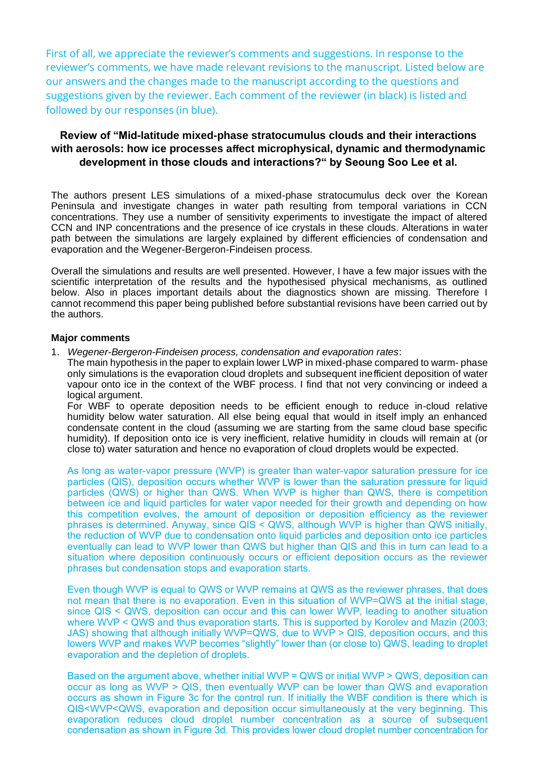First of all, we appreciate the reviewer's comments and suggestions. In response to the reviewer's comments, we have made relevant revisions to the manuscript. Listed below are our answers and the changes made to the manuscript according to the questions and suggestions given by the reviewer. Each comment of the reviewer (in black) is listed and followed by our responses (in blue).

### Review of "Mid-latitude mixed-phase stratocumulus clouds and their interactions with aerosols: how ice processes affect microphysical, dynamic and thermodynamic development in those clouds and interactions?" by Seoung Soo Lee et al.

The authors present LES simulations of a mixed-phase stratocumulus deck over the Korean Peninsula and investigate changes in water path resulting from temporal variations in CCN concentrations. They use a number of sensitivity experiments to investigate the impact of altered CCN and INP concentrations and the presence of ice crystals in these clouds. Alterations in water path between the simulations are largely explained by different efficiencies of condensation and evaporation and the Wegener-Bergeron-Findeisen process.

Overall the simulations and results are well presented. However, I have a few major issues with the scientific interpretation of the results and the hypothesised physical mechanisms, as outlined below. Also in places important details about the diagnostics shown are missing. Therefore I cannot recommend this paper being published before substantial revisions have been carried out by the authors.

**Major comments**

1. *Wegener-Bergeron-Findeisen process, condensation and evaporation rates*:
   The main hypothesis in the paper to explain lower LWP in mixed-phase compared to warm- phase only simulations is the evaporation cloud droplets and subsequent inefficient deposition of water vapour onto ice in the context of the WBF process. I find that not very convincing or indeed a logical argument.
   For WBF to operate deposition needs to be efficient enough to reduce in-cloud relative humidity below water saturation. All else being equal that would in itself imply an enhanced condensate content in the cloud (assuming we are starting from the same cloud base specific humidity). If deposition onto ice is very inefficient, relative humidity in clouds will remain at (or close to) water saturation and hence no evaporation of cloud droplets would be expected.

   As long as water-vapor pressure (WVP) is greater than water-vapor saturation pressure for ice particles (QIS), deposition occurs whether WVP is lower than the saturation pressure for liquid particles (QWS) or higher than QWS. When WVP is higher than QWS, there is competition between ice and liquid particles for water vapor needed for their growth and depending on how this competition evolves, the amount of deposition or deposition efficiency as the reviewer phrases is determined. Anyway, since QIS < QWS, although WVP is higher than QWS initially, the reduction of WVP due to condensation onto liquid particles and deposition onto ice particles eventually can lead to WVP lower than QWS but higher than QIS and this in turn can lead to a situation where deposition continuously occurs or efficient deposition occurs as the reviewer phrases but condensation stops and evaporation starts.

   Even though WVP is equal to QWS or WVP remains at QWS as the reviewer phrases, that does not mean that there is no evaporation. Even in this situation of WVP=QWS at the initial stage, since QIS < QWS, deposition can occur and this can lower WVP, leading to another situation where WVP < QWS and thus evaporation starts. This is supported by Korolev and Mazin (2003; JAS) showing that although initially WVP=QWS, due to WVP > QIS, deposition occurs, and this lowers WVP and makes WVP becomes "slightly" lower than (or close to) QWS, leading to droplet evaporation and the depletion of droplets.

   Based on the argument above, whether initial WVP = QWS or initial WVP > QWS, deposition can occur as long as WVP > QIS, then eventually WVP can be lower than QWS and evaporation occurs as shown in Figure 3c for the control run. If initially the WBF condition is there which is QIS<WVP<QWS, evaporation and deposition occur simultaneously at the very beginning. This evaporation reduces cloud droplet number concentration as a source of subsequent condensation as shown in Figure 3d. This provides lower cloud droplet number concentration for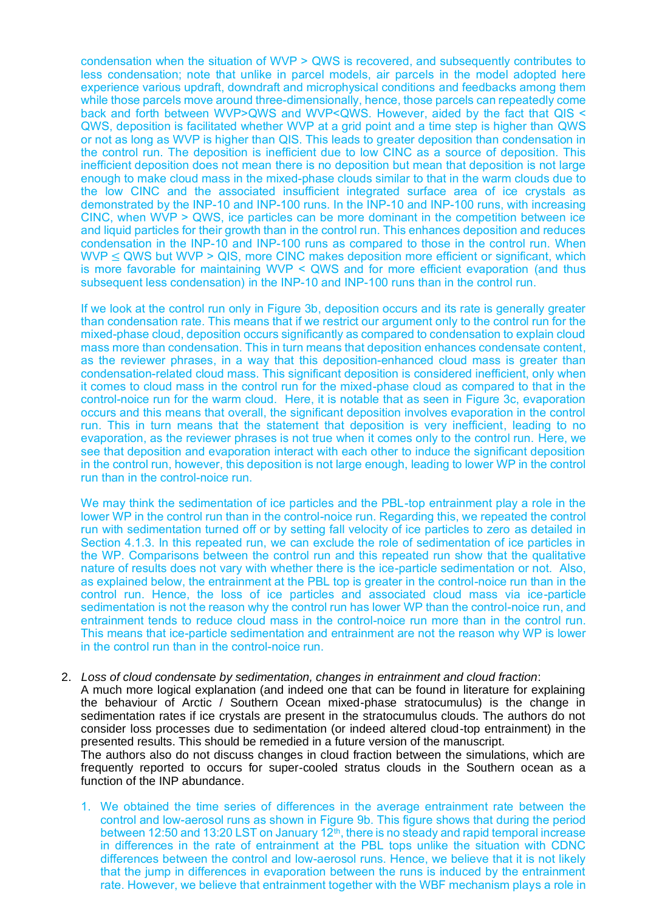condensation when the situation of WVP > QWS is recovered, and subsequently contributes to less condensation; note that unlike in parcel models, air parcels in the model adopted here experience various updraft, downdraft and microphysical conditions and feedbacks among them while those parcels move around three-dimensionally, hence, those parcels can repeatedly come back and forth between WVP>QWS and WVP<QWS. However, aided by the fact that QIS < QWS, deposition is facilitated whether WVP at a grid point and a time step is higher than QWS or not as long as WVP is higher than QIS. This leads to greater deposition than condensation in the control run. The deposition is inefficient due to low CINC as a source of deposition. This inefficient deposition does not mean there is no deposition but mean that deposition is not large enough to make cloud mass in the mixed-phase clouds similar to that in the warm clouds due to the low CINC and the associated insufficient integrated surface area of ice crystals as demonstrated by the INP-10 and INP-100 runs. In the INP-10 and INP-100 runs, with increasing CINC, when WVP > QWS, ice particles can be more dominant in the competition between ice and liquid particles for their growth than in the control run. This enhances deposition and reduces condensation in the INP-10 and INP-100 runs as compared to those in the control run. When WVP ≤ QWS but WVP > QIS, more CINC makes deposition more efficient or significant, which is more favorable for maintaining WVP < QWS and for more efficient evaporation (and thus subsequent less condensation) in the INP-10 and INP-100 runs than in the control run.

If we look at the control run only in Figure 3b, deposition occurs and its rate is generally greater than condensation rate. This means that if we restrict our argument only to the control run for the mixed-phase cloud, deposition occurs significantly as compared to condensation to explain cloud mass more than condensation. This in turn means that deposition enhances condensate content, as the reviewer phrases, in a way that this deposition-enhanced cloud mass is greater than condensation-related cloud mass. This significant deposition is considered inefficient, only when it comes to cloud mass in the control run for the mixed-phase cloud as compared to that in the control-noice run for the warm cloud. Here, it is notable that as seen in Figure 3c, evaporation occurs and this means that overall, the significant deposition involves evaporation in the control run. This in turn means that the statement that deposition is very inefficient, leading to no evaporation, as the reviewer phrases is not true when it comes only to the control run. Here, we see that deposition and evaporation interact with each other to induce the significant deposition in the control run, however, this deposition is not large enough, leading to lower WP in the control run than in the control-noice run.

We may think the sedimentation of ice particles and the PBL-top entrainment play a role in the lower WP in the control run than in the control-noice run. Regarding this, we repeated the control run with sedimentation turned off or by setting fall velocity of ice particles to zero as detailed in Section 4.1.3. In this repeated run, we can exclude the role of sedimentation of ice particles in the WP. Comparisons between the control run and this repeated run show that the qualitative nature of results does not vary with whether there is the ice-particle sedimentation or not. Also, as explained below, the entrainment at the PBL top is greater in the control-noice run than in the control run. Hence, the loss of ice particles and associated cloud mass via ice-particle sedimentation is not the reason why the control run has lower WP than the control-noice run, and entrainment tends to reduce cloud mass in the control-noice run more than in the control run. This means that ice-particle sedimentation and entrainment are not the reason why WP is lower in the control run than in the control-noice run.

2. *Loss of cloud condensate by sedimentation, changes in entrainment and cloud fraction*:
   A much more logical explanation (and indeed one that can be found in literature for explaining the behaviour of Arctic / Southern Ocean mixed-phase stratocumulus) is the change in sedimentation rates if ice crystals are present in the stratocumulus clouds. The authors do not consider loss processes due to sedimentation (or indeed altered cloud-top entrainment) in the presented results. This should be remedied in a future version of the manuscript.
   The authors also do not discuss changes in cloud fraction between the simulations, which are frequently reported to occurs for super-cooled stratus clouds in the Southern ocean as a function of the INP abundance.

   1. We obtained the time series of differences in the average entrainment rate between the control and low-aerosol runs as shown in Figure 9b. This figure shows that during the period between 12:50 and 13:20 LST on January 12[th], there is no steady and rapid temporal increase in differences in the rate of entrainment at the PBL tops unlike the situation with CDNC differences between the control and low-aerosol runs. Hence, we believe that it is not likely that the jump in differences in evaporation between the runs is induced by the entrainment rate. However, we believe that entrainment together with the WBF mechanism plays a role in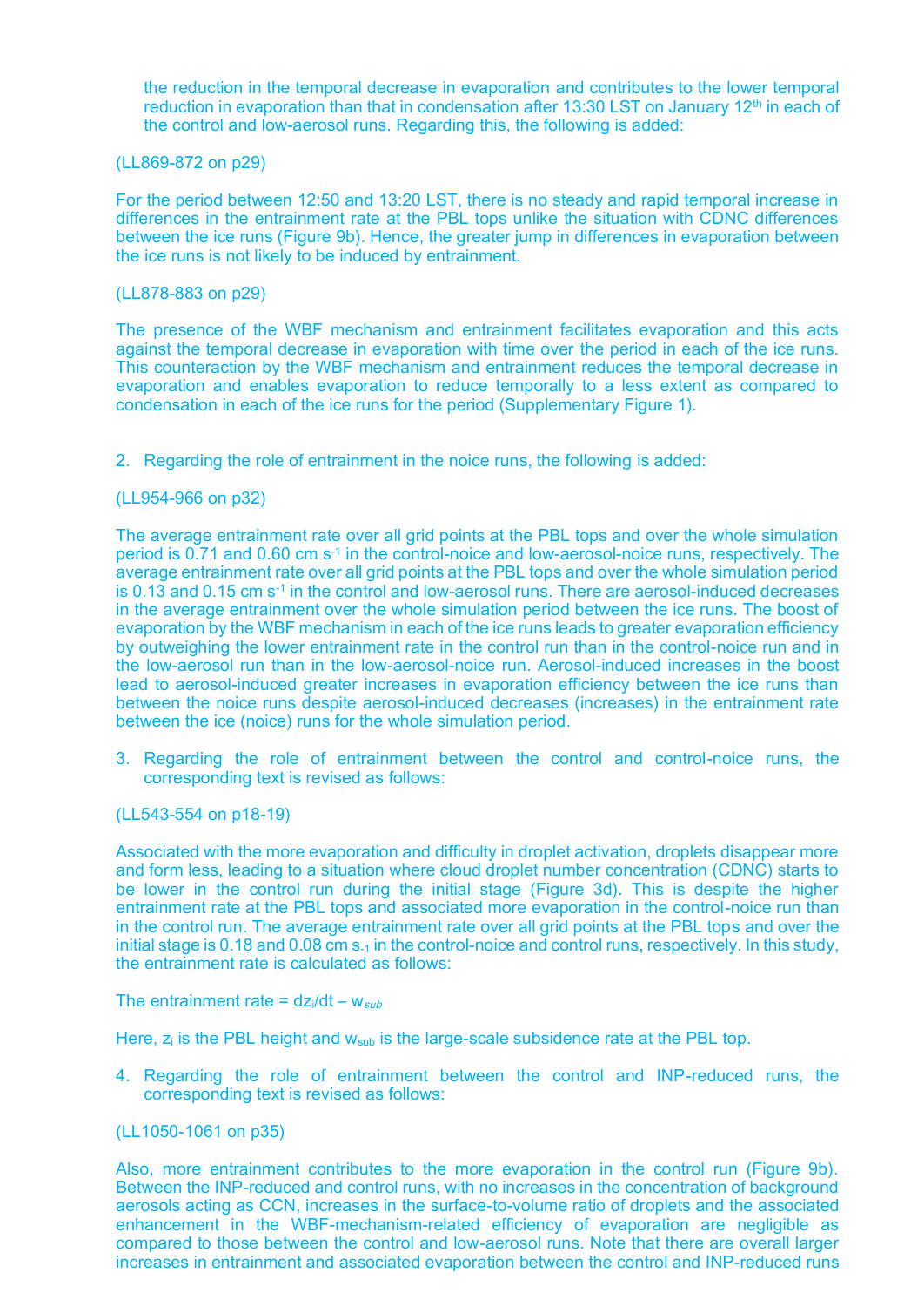the reduction in the temporal decrease in evaporation and contributes to the lower temporal reduction in evaporation than that in condensation after 13:30 LST on January 12th in each of the control and low-aerosol runs. Regarding this, the following is added:

(LL869-872 on p29)

For the period between 12:50 and 13:20 LST, there is no steady and rapid temporal increase in differences in the entrainment rate at the PBL tops unlike the situation with CDNC differences between the ice runs (Figure 9b). Hence, the greater jump in differences in evaporation between the ice runs is not likely to be induced by entrainment.

(LL878-883 on p29)

The presence of the WBF mechanism and entrainment facilitates evaporation and this acts against the temporal decrease in evaporation with time over the period in each of the ice runs. This counteraction by the WBF mechanism and entrainment reduces the temporal decrease in evaporation and enables evaporation to reduce temporally to a less extent as compared to condensation in each of the ice runs for the period (Supplementary Figure 1).

2. Regarding the role of entrainment in the noice runs, the following is added:

(LL954-966 on p32)

The average entrainment rate over all grid points at the PBL tops and over the whole simulation period is 0.71 and 0.60 cm $s^{-1}$ in the control-noice and low-aerosol-noice runs, respectively. The average entrainment rate over all grid points at the PBL tops and over the whole simulation period is 0.13 and 0.15 cm $s^{-1}$ in the control and low-aerosol runs. There are aerosol-induced decreases in the average entrainment over the whole simulation period between the ice runs. The boost of evaporation by the WBF mechanism in each of the ice runs leads to greater evaporation efficiency by outweighing the lower entrainment rate in the control run than in the control-noice run and in the low-aerosol run than in the low-aerosol-noice run. Aerosol-induced increases in the boost lead to aerosol-induced greater increases in evaporation efficiency between the ice runs than between the noice runs despite aerosol-induced decreases (increases) in the entrainment rate between the ice (noice) runs for the whole simulation period.

3. Regarding the role of entrainment between the control and control-noice runs, the corresponding text is revised as follows:

(LL543-554 on p18-19)

Associated with the more evaporation and difficulty in droplet activation, droplets disappear more and form less, leading to a situation where cloud droplet number concentration (CDNC) starts to be lower in the control run during the initial stage (Figure 3d). This is despite the higher entrainment rate at the PBL tops and associated more evaporation in the control-noice run than in the control run. The average entrainment rate over all grid points at the PBL tops and over the initial stage is 0.18 and 0.08 cm $s_{-1}$ in the control-noice and control runs, respectively. In this study, the entrainment rate is calculated as follows:

The entrainment rate = $dz_i/dt - w_{sub}$

Here, $z_i$ is the PBL height and $w_{sub}$ is the large-scale subsidence rate at the PBL top.

4. Regarding the role of entrainment between the control and INP-reduced runs, the corresponding text is revised as follows:

(LL1050-1061 on p35)

Also, more entrainment contributes to the more evaporation in the control run (Figure 9b). Between the INP-reduced and control runs, with no increases in the concentration of background aerosols acting as CCN, increases in the surface-to-volume ratio of droplets and the associated enhancement in the WBF-mechanism-related efficiency of evaporation are negligible as compared to those between the control and low-aerosol runs. Note that there are overall larger increases in entrainment and associated evaporation between the control and INP-reduced runs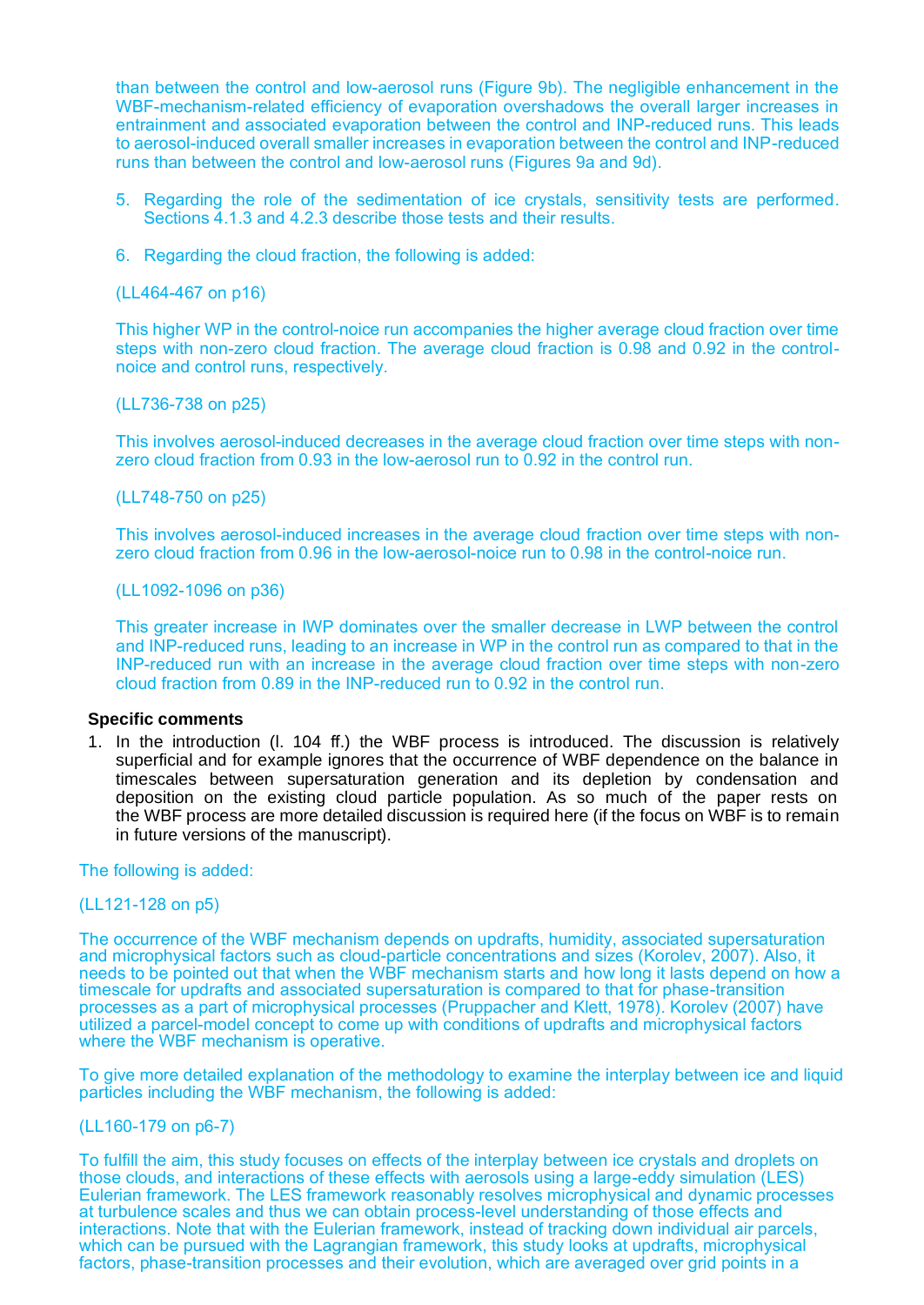than between the control and low-aerosol runs (Figure 9b). The negligible enhancement in the WBF-mechanism-related efficiency of evaporation overshadows the overall larger increases in entrainment and associated evaporation between the control and INP-reduced runs. This leads to aerosol-induced overall smaller increases in evaporation between the control and INP-reduced runs than between the control and low-aerosol runs (Figures 9a and 9d).

5. Regarding the role of the sedimentation of ice crystals, sensitivity tests are performed. Sections 4.1.3 and 4.2.3 describe those tests and their results.

6. Regarding the cloud fraction, the following is added:

(LL464-467 on p16)

This higher WP in the control-noice run accompanies the higher average cloud fraction over time steps with non-zero cloud fraction. The average cloud fraction is 0.98 and 0.92 in the control-noice and control runs, respectively.

(LL736-738 on p25)

This involves aerosol-induced decreases in the average cloud fraction over time steps with non-zero cloud fraction from 0.93 in the low-aerosol run to 0.92 in the control run.

(LL748-750 on p25)

This involves aerosol-induced increases in the average cloud fraction over time steps with non-zero cloud fraction from 0.96 in the low-aerosol-noice run to 0.98 in the control-noice run.

(LL1092-1096 on p36)

This greater increase in IWP dominates over the smaller decrease in LWP between the control and INP-reduced runs, leading to an increase in WP in the control run as compared to that in the INP-reduced run with an increase in the average cloud fraction over time steps with non-zero cloud fraction from 0.89 in the INP-reduced run to 0.92 in the control run.

**Specific comments**

1. In the introduction (l. 104 ff.) the WBF process is introduced. The discussion is relatively superficial and for example ignores that the occurrence of WBF dependence on the balance in timescales between supersaturation generation and its depletion by condensation and deposition on the existing cloud particle population. As so much of the paper rests on the WBF process are more detailed discussion is required here (if the focus on WBF is to remain in future versions of the manuscript).

The following is added:

(LL121-128 on p5)

The occurrence of the WBF mechanism depends on updrafts, humidity, associated supersaturation and microphysical factors such as cloud-particle concentrations and sizes (Korolev, 2007). Also, it needs to be pointed out that when the WBF mechanism starts and how long it lasts depend on how a timescale for updrafts and associated supersaturation is compared to that for phase-transition processes as a part of microphysical processes (Pruppacher and Klett, 1978). Korolev (2007) have utilized a parcel-model concept to come up with conditions of updrafts and microphysical factors where the WBF mechanism is operative.

To give more detailed explanation of the methodology to examine the interplay between ice and liquid particles including the WBF mechanism, the following is added:

(LL160-179 on p6-7)

To fulfill the aim, this study focuses on effects of the interplay between ice crystals and droplets on those clouds, and interactions of these effects with aerosols using a large-eddy simulation (LES) Eulerian framework. The LES framework reasonably resolves microphysical and dynamic processes at turbulence scales and thus we can obtain process-level understanding of those effects and interactions. Note that with the Eulerian framework, instead of tracking down individual air parcels, which can be pursued with the Lagrangian framework, this study looks at updrafts, microphysical factors, phase-transition processes and their evolution, which are averaged over grid points in a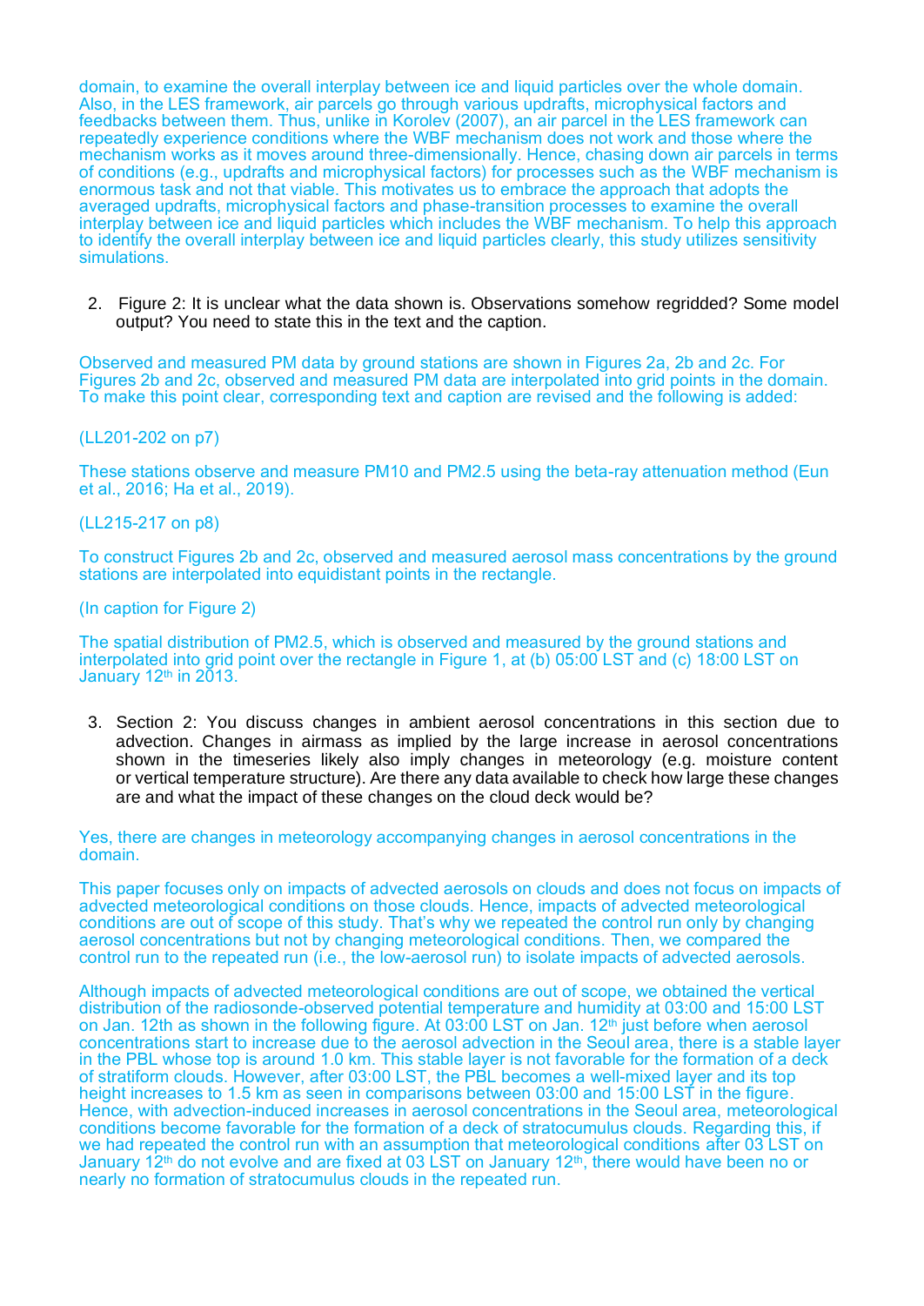domain, to examine the overall interplay between ice and liquid particles over the whole domain. Also, in the LES framework, air parcels go through various updrafts, microphysical factors and feedbacks between them. Thus, unlike in Korolev (2007), an air parcel in the LES framework can repeatedly experience conditions where the WBF mechanism does not work and those where the mechanism works as it moves around three-dimensionally. Hence, chasing down air parcels in terms of conditions (e.g., updrafts and microphysical factors) for processes such as the WBF mechanism is enormous task and not that viable. This motivates us to embrace the approach that adopts the averaged updrafts, microphysical factors and phase-transition processes to examine the overall interplay between ice and liquid particles which includes the WBF mechanism. To help this approach to identify the overall interplay between ice and liquid particles clearly, this study utilizes sensitivity simulations.

2. Figure 2: It is unclear what the data shown is. Observations somehow regridded? Some model output? You need to state this in the text and the caption.

Observed and measured PM data by ground stations are shown in Figures 2a, 2b and 2c. For Figures 2b and 2c, observed and measured PM data are interpolated into grid points in the domain. To make this point clear, corresponding text and caption are revised and the following is added:

(LL201-202 on p7)

These stations observe and measure PM10 and PM2.5 using the beta-ray attenuation method (Eun et al., 2016; Ha et al., 2019).

(LL215-217 on p8)

To construct Figures 2b and 2c, observed and measured aerosol mass concentrations by the ground stations are interpolated into equidistant points in the rectangle.

(In caption for Figure 2)

The spatial distribution of PM2.5, which is observed and measured by the ground stations and interpolated into grid point over the rectangle in Figure 1, at (b) 05:00 LST and (c) 18:00 LST on January 12th in 2013.

3. Section 2: You discuss changes in ambient aerosol concentrations in this section due to advection. Changes in airmass as implied by the large increase in aerosol concentrations shown in the timeseries likely also imply changes in meteorology (e.g. moisture content or vertical temperature structure). Are there any data available to check how large these changes are and what the impact of these changes on the cloud deck would be?

Yes, there are changes in meteorology accompanying changes in aerosol concentrations in the domain.

This paper focuses only on impacts of advected aerosols on clouds and does not focus on impacts of advected meteorological conditions on those clouds. Hence, impacts of advected meteorological conditions are out of scope of this study. That's why we repeated the control run only by changing aerosol concentrations but not by changing meteorological conditions. Then, we compared the control run to the repeated run (i.e., the low-aerosol run) to isolate impacts of advected aerosols.

Although impacts of advected meteorological conditions are out of scope, we obtained the vertical distribution of the radiosonde-observed potential temperature and humidity at 03:00 and 15:00 LST on Jan. 12th as shown in the following figure. At 03:00 LST on Jan. 12th just before when aerosol concentrations start to increase due to the aerosol advection in the Seoul area, there is a stable layer in the PBL whose top is around 1.0 km. This stable layer is not favorable for the formation of a deck of stratiform clouds. However, after 03:00 LST, the PBL becomes a well-mixed layer and its top height increases to 1.5 km as seen in comparisons between 03:00 and 15:00 LST in the figure. Hence, with advection-induced increases in aerosol concentrations in the Seoul area, meteorological conditions become favorable for the formation of a deck of stratocumulus clouds. Regarding this, if we had repeated the control run with an assumption that meteorological conditions after 03 LST on January 12th do not evolve and are fixed at 03 LST on January 12th, there would have been no or nearly no formation of stratocumulus clouds in the repeated run.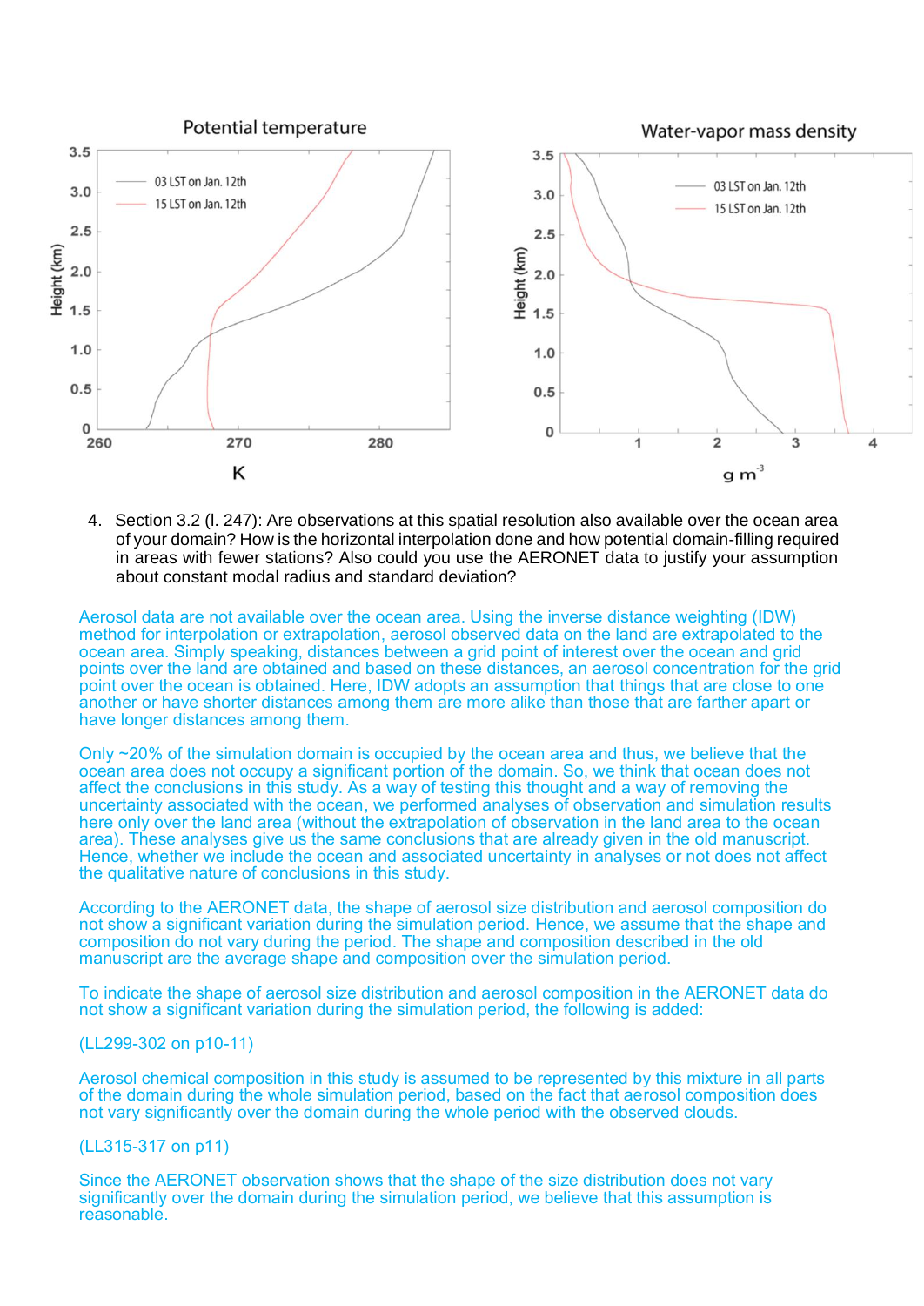4. Section 3.2 (l. 247): Are observations at this spatial resolution also available over the ocean area of your domain? How is the horizontal interpolation done and how potential domain-filling required in areas with fewer stations? Also could you use the AERONET data to justify your assumption about constant modal radius and standard deviation?

Aerosol data are not available over the ocean area. Using the inverse distance weighting (IDW) method for interpolation or extrapolation, aerosol observed data on the land are extrapolated to the ocean area. Simply speaking, distances between a grid point of interest over the ocean and grid points over the land are obtained and based on these distances, an aerosol concentration for the grid point over the ocean is obtained. Here, IDW adopts an assumption that things that are close to one another or have shorter distances among them are more alike than those that are farther apart or have longer distances among them.

Only ~20% of the simulation domain is occupied by the ocean area and thus, we believe that the ocean area does not occupy a significant portion of the domain. So, we think that ocean does not affect the conclusions in this study. As a way of testing this thought and a way of removing the uncertainty associated with the ocean, we performed analyses of observation and simulation results here only over the land area (without the extrapolation of observation in the land area to the ocean area). These analyses give us the same conclusions that are already given in the old manuscript. Hence, whether we include the ocean and associated uncertainty in analyses or not does not affect the qualitative nature of conclusions in this study.

According to the AERONET data, the shape of aerosol size distribution and aerosol composition do not show a significant variation during the simulation period. Hence, we assume that the shape and composition do not vary during the period. The shape and composition described in the old manuscript are the average shape and composition over the simulation period.

To indicate the shape of aerosol size distribution and aerosol composition in the AERONET data do not show a significant variation during the simulation period, the following is added:

(LL299-302 on p10-11)

Aerosol chemical composition in this study is assumed to be represented by this mixture in all parts of the domain during the whole simulation period, based on the fact that aerosol composition does not vary significantly over the domain during the whole period with the observed clouds.

(LL315-317 on p11)

Since the AERONET observation shows that the shape of the size distribution does not vary significantly over the domain during the simulation period, we believe that this assumption is reasonable.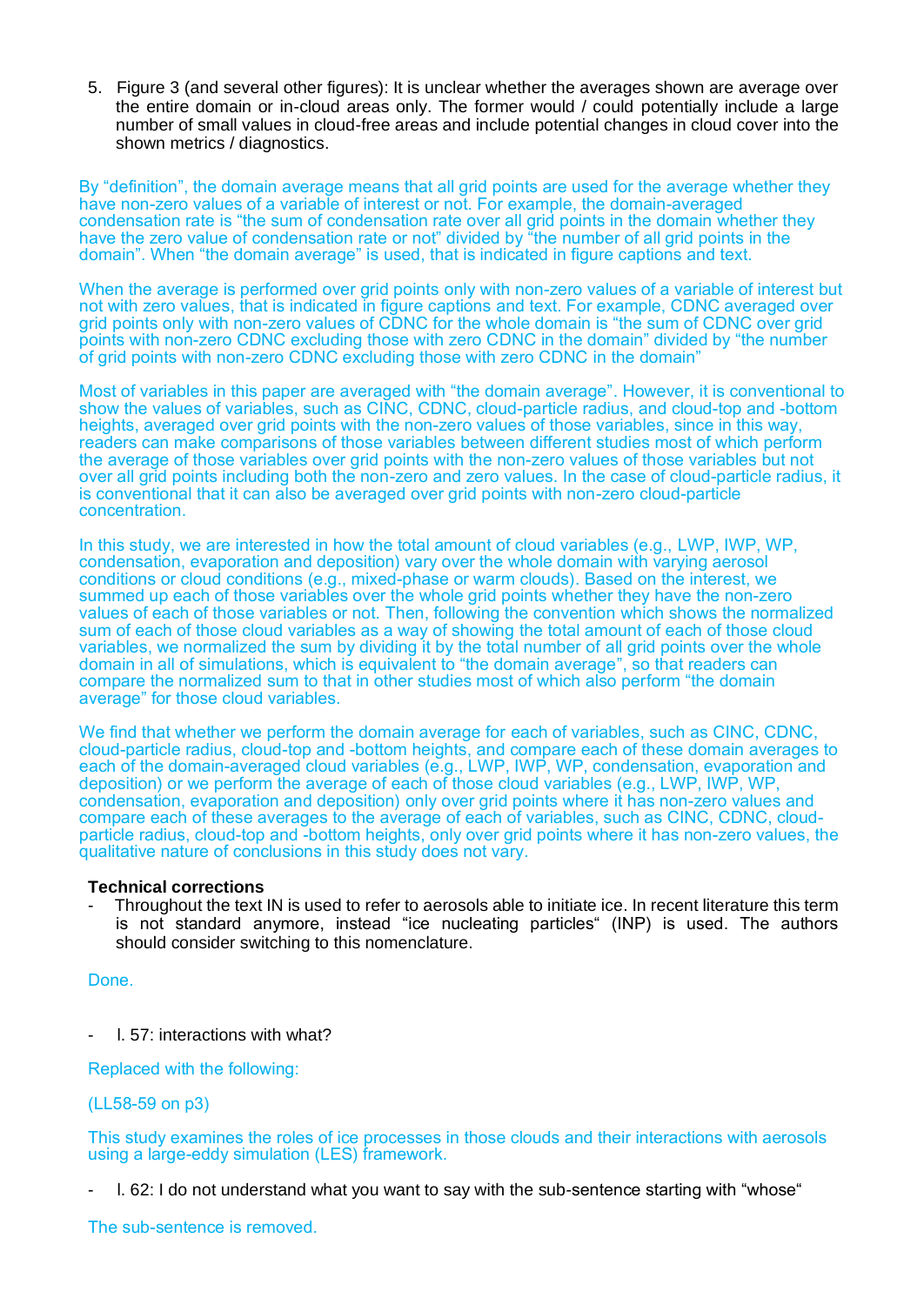5. Figure 3 (and several other figures): It is unclear whether the averages shown are average over the entire domain or in-cloud areas only. The former would / could potentially include a large number of small values in cloud-free areas and include potential changes in cloud cover into the shown metrics / diagnostics.

By "definition", the domain average means that all grid points are used for the average whether they have non-zero values of a variable of interest or not. For example, the domain-averaged condensation rate is "the sum of condensation rate over all grid points in the domain whether they have the zero value of condensation rate or not" divided by "the number of all grid points in the domain". When "the domain average" is used, that is indicated in figure captions and text.

When the average is performed over grid points only with non-zero values of a variable of interest but not with zero values, that is indicated in figure captions and text. For example, CDNC averaged over grid points only with non-zero values of CDNC for the whole domain is "the sum of CDNC over grid points with non-zero CDNC excluding those with zero CDNC in the domain" divided by "the number of grid points with non-zero CDNC excluding those with zero CDNC in the domain"

Most of variables in this paper are averaged with "the domain average". However, it is conventional to show the values of variables, such as CINC, CDNC, cloud-particle radius, and cloud-top and -bottom heights, averaged over grid points with the non-zero values of those variables, since in this way, readers can make comparisons of those variables between different studies most of which perform the average of those variables over grid points with the non-zero values of those variables but not over all grid points including both the non-zero and zero values. In the case of cloud-particle radius, it is conventional that it can also be averaged over grid points with non-zero cloud-particle concentration.

In this study, we are interested in how the total amount of cloud variables (e.g., LWP, IWP, WP, condensation, evaporation and deposition) vary over the whole domain with varying aerosol conditions or cloud conditions (e.g., mixed-phase or warm clouds). Based on the interest, we summed up each of those variables over the whole grid points whether they have the non-zero values of each of those variables or not. Then, following the convention which shows the normalized sum of each of those cloud variables as a way of showing the total amount of each of those cloud variables, we normalized the sum by dividing it by the total number of all grid points over the whole domain in all of simulations, which is equivalent to "the domain average", so that readers can compare the normalized sum to that in other studies most of which also perform "the domain average" for those cloud variables.

We find that whether we perform the domain average for each of variables, such as CINC, CDNC, cloud-particle radius, cloud-top and -bottom heights, and compare each of these domain averages to each of the domain-averaged cloud variables (e.g., LWP, IWP, WP, condensation, evaporation and deposition) or we perform the average of each of those cloud variables (e.g., LWP, IWP, WP, condensation, evaporation and deposition) only over grid points where it has non-zero values and compare each of these averages to the average of each of variables, such as CINC, CDNC, cloud-particle radius, cloud-top and -bottom heights, only over grid points where it has non-zero values, the qualitative nature of conclusions in this study does not vary.

**Technical corrections**

- Throughout the text IN is used to refer to aerosols able to initiate ice. In recent literature this term is not standard anymore, instead "ice nucleating particles" (INP) is used. The authors should consider switching to this nomenclature.

Done.

- l. 57: interactions with what?

Replaced with the following:

(LL58-59 on p3)

This study examines the roles of ice processes in those clouds and their interactions with aerosols using a large-eddy simulation (LES) framework.

- l. 62: I do not understand what you want to say with the sub-sentence starting with "whose"

The sub-sentence is removed.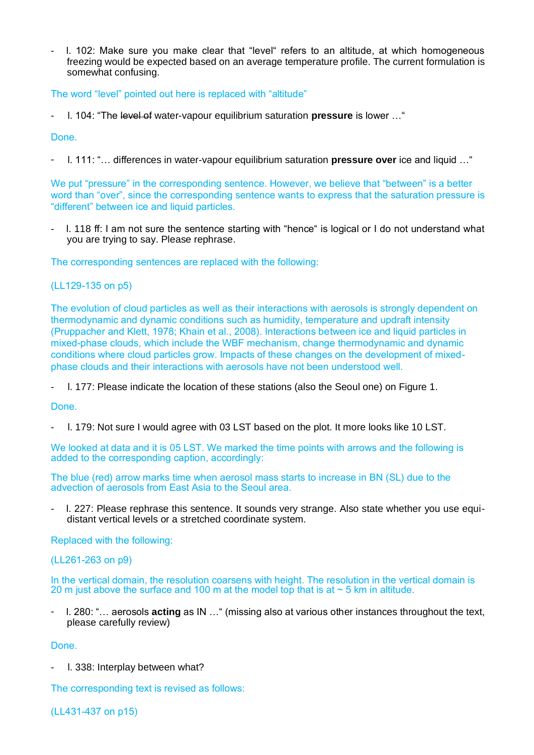- l. 102: Make sure you make clear that "level" refers to an altitude, at which homogeneous freezing would be expected based on an average temperature profile. The current formulation is somewhat confusing.

The word "level" pointed out here is replaced with "altitude"

- l. 104: "The ~~level of~~ water-vapour equilibrium saturation **pressure** is lower …"

Done.

- l. 111: "… differences in water-vapour equilibrium saturation **pressure over** ice and liquid …"

We put "pressure" in the corresponding sentence. However, we believe that "between" is a better word than "over", since the corresponding sentence wants to express that the saturation pressure is "different" between ice and liquid particles.

- l. 118 ff: I am not sure the sentence starting with "hence" is logical or I do not understand what you are trying to say. Please rephrase.

The corresponding sentences are replaced with the following:

(LL129-135 on p5)

The evolution of cloud particles as well as their interactions with aerosols is strongly dependent on thermodynamic and dynamic conditions such as humidity, temperature and updraft intensity (Pruppacher and Klett, 1978; Khain et al., 2008). Interactions between ice and liquid particles in mixed-phase clouds, which include the WBF mechanism, change thermodynamic and dynamic conditions where cloud particles grow. Impacts of these changes on the development of mixed-phase clouds and their interactions with aerosols have not been understood well.

- l. 177: Please indicate the location of these stations (also the Seoul one) on Figure 1.

Done.

- l. 179: Not sure I would agree with 03 LST based on the plot. It more looks like 10 LST.

We looked at data and it is 05 LST. We marked the time points with arrows and the following is added to the corresponding caption, accordingly:

The blue (red) arrow marks time when aerosol mass starts to increase in BN (SL) due to the advection of aerosols from East Asia to the Seoul area.

- l. 227: Please rephrase this sentence. It sounds very strange. Also state whether you use equi-distant vertical levels or a stretched coordinate system.

Replaced with the following:

(LL261-263 on p9)

In the vertical domain, the resolution coarsens with height. The resolution in the vertical domain is 20 m just above the surface and 100 m at the model top that is at ~ 5 km in altitude.

- l. 280: "… aerosols **acting** as IN …" (missing also at various other instances throughout the text, please carefully review)

Done.

- l. 338: Interplay between what?

The corresponding text is revised as follows:

(LL431-437 on p15)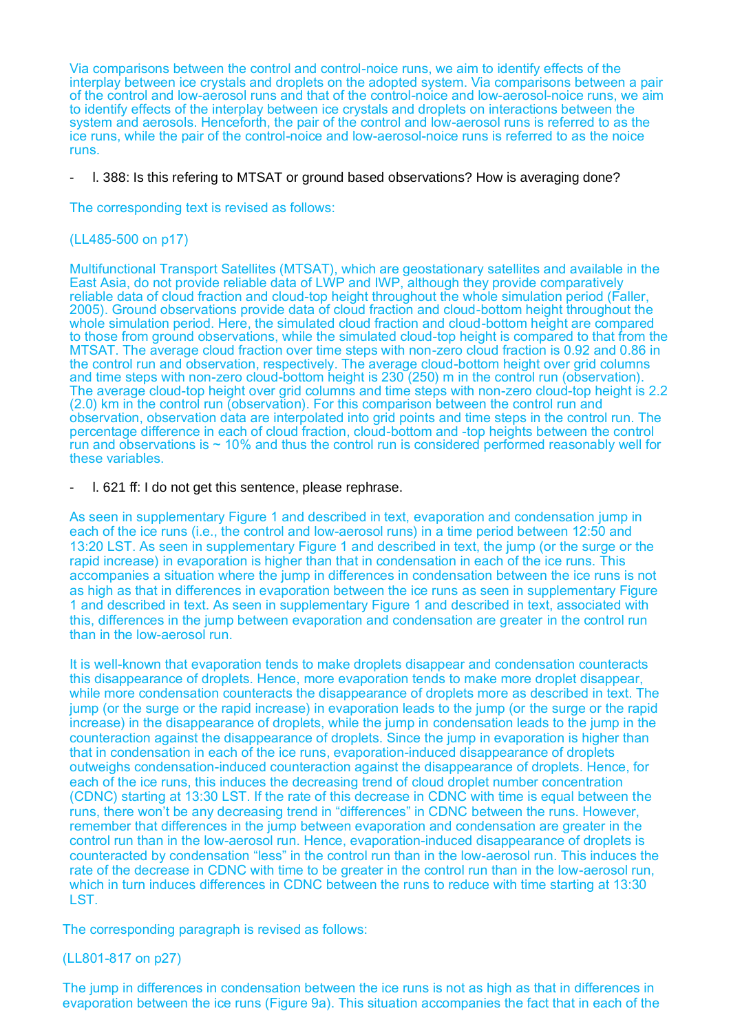Via comparisons between the control and control-noice runs, we aim to identify effects of the interplay between ice crystals and droplets on the adopted system. Via comparisons between a pair of the control and low-aerosol runs and that of the control-noice and low-aerosol-noice runs, we aim to identify effects of the interplay between ice crystals and droplets on interactions between the system and aerosols. Henceforth, the pair of the control and low-aerosol runs is referred to as the ice runs, while the pair of the control-noice and low-aerosol-noice runs is referred to as the noice runs.

- l. 388: Is this refering to MTSAT or ground based observations? How is averaging done?

The corresponding text is revised as follows:

(LL485-500 on p17)

Multifunctional Transport Satellites (MTSAT), which are geostationary satellites and available in the East Asia, do not provide reliable data of LWP and IWP, although they provide comparatively reliable data of cloud fraction and cloud-top height throughout the whole simulation period (Faller, 2005). Ground observations provide data of cloud fraction and cloud-bottom height throughout the whole simulation period. Here, the simulated cloud fraction and cloud-bottom height are compared to those from ground observations, while the simulated cloud-top height is compared to that from the MTSAT. The average cloud fraction over time steps with non-zero cloud fraction is 0.92 and 0.86 in the control run and observation, respectively. The average cloud-bottom height over grid columns and time steps with non-zero cloud-bottom height is 230 (250) m in the control run (observation). The average cloud-top height over grid columns and time steps with non-zero cloud-top height is 2.2 (2.0) km in the control run (observation). For this comparison between the control run and observation, observation data are interpolated into grid points and time steps in the control run. The percentage difference in each of cloud fraction, cloud-bottom and -top heights between the control run and observations is ~ 10% and thus the control run is considered performed reasonably well for these variables.

- l. 621 ff: I do not get this sentence, please rephrase.

As seen in supplementary Figure 1 and described in text, evaporation and condensation jump in each of the ice runs (i.e., the control and low-aerosol runs) in a time period between 12:50 and 13:20 LST. As seen in supplementary Figure 1 and described in text, the jump (or the surge or the rapid increase) in evaporation is higher than that in condensation in each of the ice runs. This accompanies a situation where the jump in differences in condensation between the ice runs is not as high as that in differences in evaporation between the ice runs as seen in supplementary Figure 1 and described in text. As seen in supplementary Figure 1 and described in text, associated with this, differences in the jump between evaporation and condensation are greater in the control run than in the low-aerosol run.

It is well-known that evaporation tends to make droplets disappear and condensation counteracts this disappearance of droplets. Hence, more evaporation tends to make more droplet disappear, while more condensation counteracts the disappearance of droplets more as described in text. The jump (or the surge or the rapid increase) in evaporation leads to the jump (or the surge or the rapid increase) in the disappearance of droplets, while the jump in condensation leads to the jump in the counteraction against the disappearance of droplets. Since the jump in evaporation is higher than that in condensation in each of the ice runs, evaporation-induced disappearance of droplets outweighs condensation-induced counteraction against the disappearance of droplets. Hence, for each of the ice runs, this induces the decreasing trend of cloud droplet number concentration (CDNC) starting at 13:30 LST. If the rate of this decrease in CDNC with time is equal between the runs, there won't be any decreasing trend in "differences" in CDNC between the runs. However, remember that differences in the jump between evaporation and condensation are greater in the control run than in the low-aerosol run. Hence, evaporation-induced disappearance of droplets is counteracted by condensation "less" in the control run than in the low-aerosol run. This induces the rate of the decrease in CDNC with time to be greater in the control run than in the low-aerosol run, which in turn induces differences in CDNC between the runs to reduce with time starting at 13:30 LST.

The corresponding paragraph is revised as follows:

(LL801-817 on p27)

The jump in differences in condensation between the ice runs is not as high as that in differences in evaporation between the ice runs (Figure 9a). This situation accompanies the fact that in each of the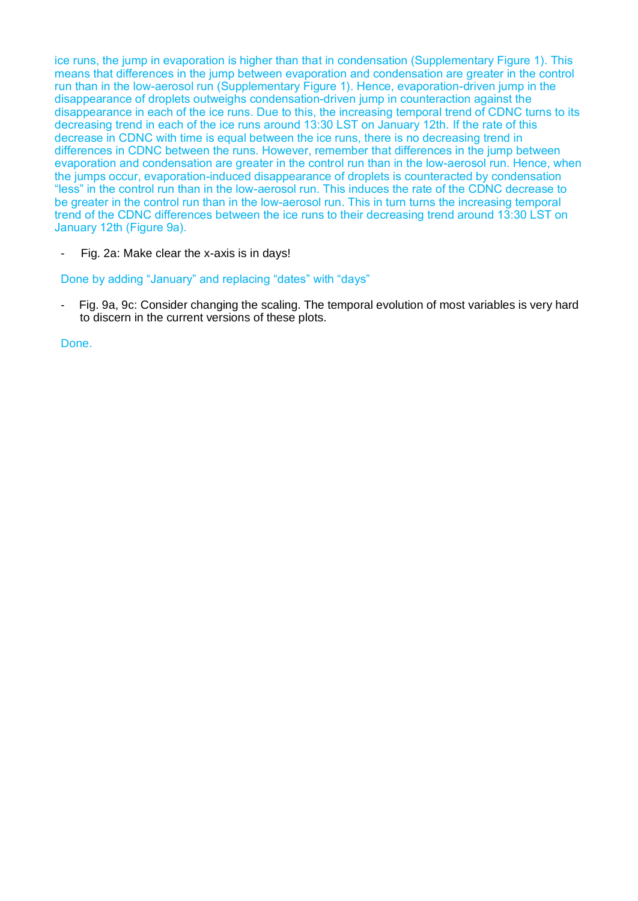ice runs, the jump in evaporation is higher than that in condensation (Supplementary Figure 1). This means that differences in the jump between evaporation and condensation are greater in the control run than in the low-aerosol run (Supplementary Figure 1). Hence, evaporation-driven jump in the disappearance of droplets outweighs condensation-driven jump in counteraction against the disappearance in each of the ice runs. Due to this, the increasing temporal trend of CDNC turns to its decreasing trend in each of the ice runs around 13:30 LST on January 12th. If the rate of this decrease in CDNC with time is equal between the ice runs, there is no decreasing trend in differences in CDNC between the runs. However, remember that differences in the jump between evaporation and condensation are greater in the control run than in the low-aerosol run. Hence, when the jumps occur, evaporation-induced disappearance of droplets is counteracted by condensation "less" in the control run than in the low-aerosol run. This induces the rate of the CDNC decrease to be greater in the control run than in the low-aerosol run. This in turn turns the increasing temporal trend of the CDNC differences between the ice runs to their decreasing trend around 13:30 LST on January 12th (Figure 9a).

- Fig. 2a: Make clear the x-axis is in days!

Done by adding "January" and replacing "dates" with "days"

- Fig. 9a, 9c: Consider changing the scaling. The temporal evolution of most variables is very hard to discern in the current versions of these plots.

Done.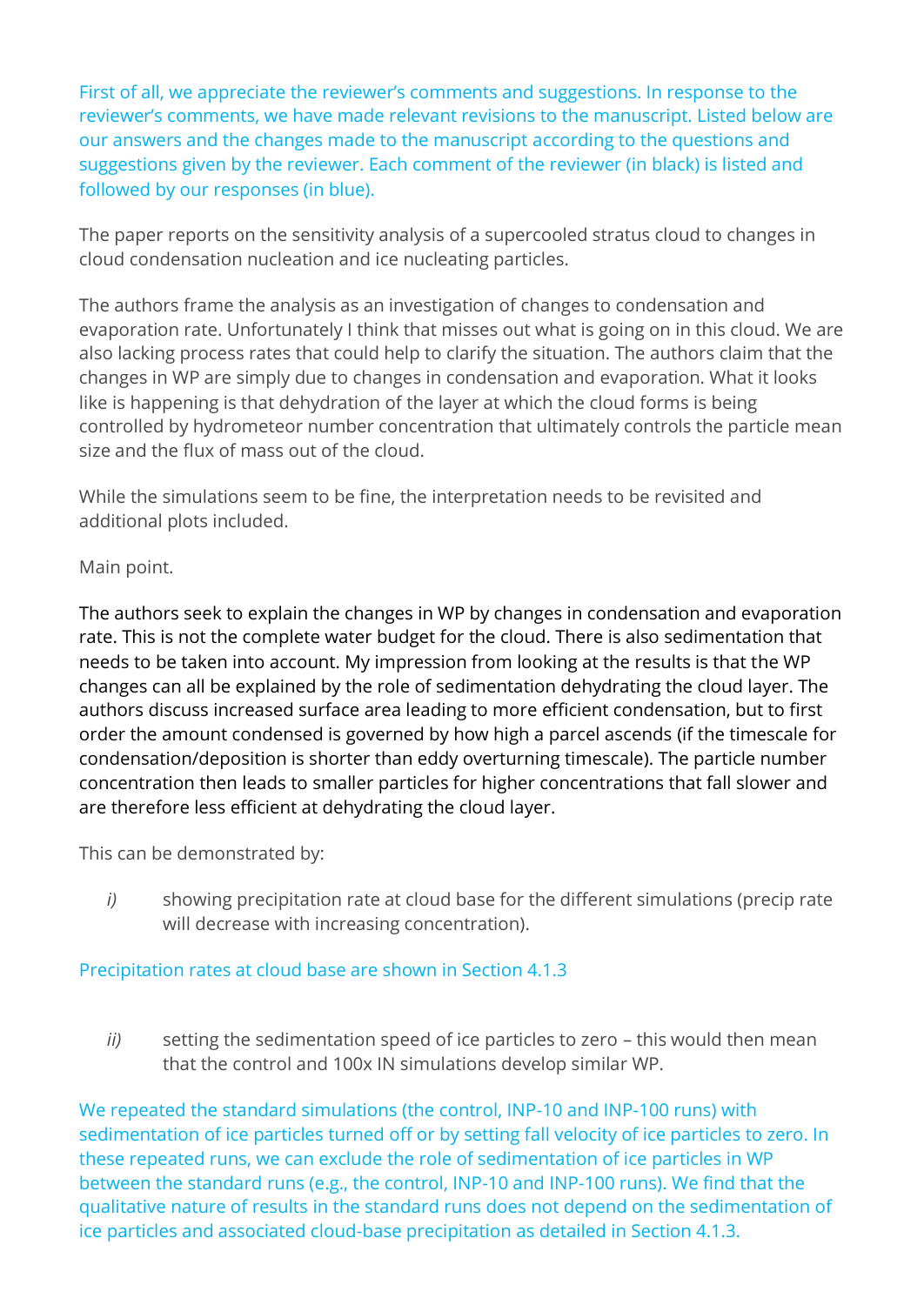First of all, we appreciate the reviewer's comments and suggestions. In response to the reviewer's comments, we have made relevant revisions to the manuscript. Listed below are our answers and the changes made to the manuscript according to the questions and suggestions given by the reviewer. Each comment of the reviewer (in black) is listed and followed by our responses (in blue).

The paper reports on the sensitivity analysis of a supercooled stratus cloud to changes in cloud condensation nucleation and ice nucleating particles.

The authors frame the analysis as an investigation of changes to condensation and evaporation rate. Unfortunately I think that misses out what is going on in this cloud. We are also lacking process rates that could help to clarify the situation. The authors claim that the changes in WP are simply due to changes in condensation and evaporation. What it looks like is happening is that dehydration of the layer at which the cloud forms is being controlled by hydrometeor number concentration that ultimately controls the particle mean size and the flux of mass out of the cloud.

While the simulations seem to be fine, the interpretation needs to be revisited and additional plots included.

Main point.

The authors seek to explain the changes in WP by changes in condensation and evaporation rate. This is not the complete water budget for the cloud. There is also sedimentation that needs to be taken into account. My impression from looking at the results is that the WP changes can all be explained by the role of sedimentation dehydrating the cloud layer. The authors discuss increased surface area leading to more efficient condensation, but to first order the amount condensed is governed by how high a parcel ascends (if the timescale for condensation/deposition is shorter than eddy overturning timescale). The particle number concentration then leads to smaller particles for higher concentrations that fall slower and are therefore less efficient at dehydrating the cloud layer.

This can be demonstrated by:

*i)* showing precipitation rate at cloud base for the different simulations (precip rate will decrease with increasing concentration).

Precipitation rates at cloud base are shown in Section 4.1.3

*ii)* setting the sedimentation speed of ice particles to zero – this would then mean that the control and 100x IN simulations develop similar WP.

We repeated the standard simulations (the control, INP-10 and INP-100 runs) with sedimentation of ice particles turned off or by setting fall velocity of ice particles to zero. In these repeated runs, we can exclude the role of sedimentation of ice particles in WP between the standard runs (e.g., the control, INP-10 and INP-100 runs). We find that the qualitative nature of results in the standard runs does not depend on the sedimentation of ice particles and associated cloud-base precipitation as detailed in Section 4.1.3.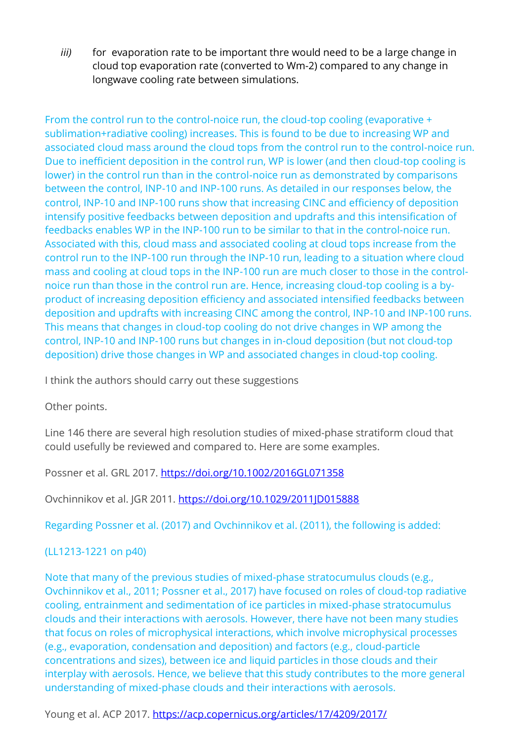*iii)* for evaporation rate to be important thre would need to be a large change in cloud top evaporation rate (converted to Wm-2) compared to any change in longwave cooling rate between simulations.

From the control run to the control-noice run, the cloud-top cooling (evaporative + sublimation+radiative cooling) increases. This is found to be due to increasing WP and associated cloud mass around the cloud tops from the control run to the control-noice run. Due to inefficient deposition in the control run, WP is lower (and then cloud-top cooling is lower) in the control run than in the control-noice run as demonstrated by comparisons between the control, INP-10 and INP-100 runs. As detailed in our responses below, the control, INP-10 and INP-100 runs show that increasing CINC and efficiency of deposition intensify positive feedbacks between deposition and updrafts and this intensification of feedbacks enables WP in the INP-100 run to be similar to that in the control-noice run. Associated with this, cloud mass and associated cooling at cloud tops increase from the control run to the INP-100 run through the INP-10 run, leading to a situation where cloud mass and cooling at cloud tops in the INP-100 run are much closer to those in the control-noice run than those in the control run are. Hence, increasing cloud-top cooling is a by-product of increasing deposition efficiency and associated intensified feedbacks between deposition and updrafts with increasing CINC among the control, INP-10 and INP-100 runs. This means that changes in cloud-top cooling do not drive changes in WP among the control, INP-10 and INP-100 runs but changes in in-cloud deposition (but not cloud-top deposition) drive those changes in WP and associated changes in cloud-top cooling.

I think the authors should carry out these suggestions

Other points.

Line 146 there are several high resolution studies of mixed-phase stratiform cloud that could usefully be reviewed and compared to. Here are some examples.

Possner et al. GRL 2017. https://doi.org/10.1002/2016GL071358

Ovchinnikov et al. JGR 2011. https://doi.org/10.1029/2011JD015888

Regarding Possner et al. (2017) and Ovchinnikov et al. (2011), the following is added:

(LL1213-1221 on p40)

Note that many of the previous studies of mixed-phase stratocumulus clouds (e.g., Ovchinnikov et al., 2011; Possner et al., 2017) have focused on roles of cloud-top radiative cooling, entrainment and sedimentation of ice particles in mixed-phase stratocumulus clouds and their interactions with aerosols. However, there have not been many studies that focus on roles of microphysical interactions, which involve microphysical processes (e.g., evaporation, condensation and deposition) and factors (e.g., cloud-particle concentrations and sizes), between ice and liquid particles in those clouds and their interplay with aerosols. Hence, we believe that this study contributes to the more general understanding of mixed-phase clouds and their interactions with aerosols.

Young et al. ACP 2017. https://acp.copernicus.org/articles/17/4209/2017/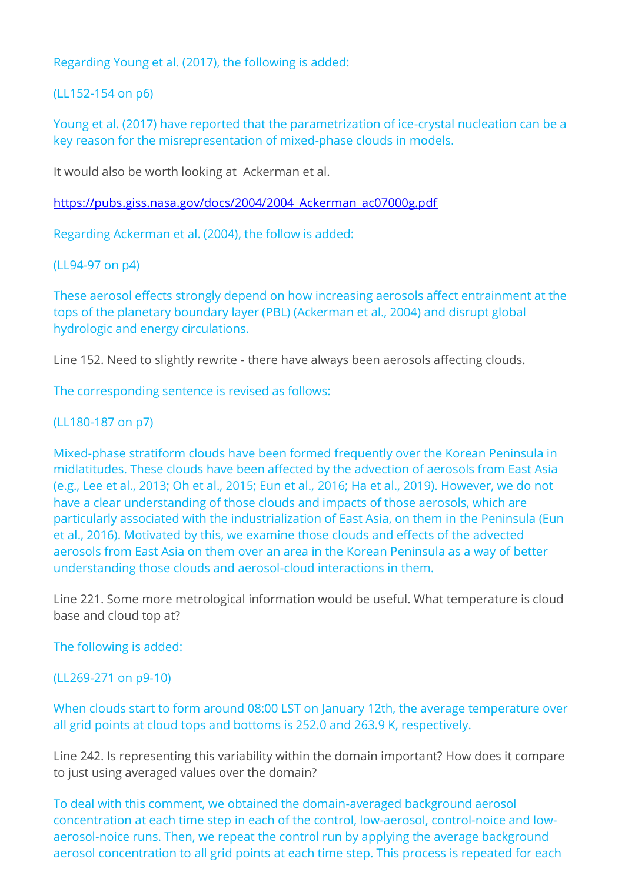Regarding Young et al. (2017), the following is added:

(LL152-154 on p6)

Young et al. (2017) have reported that the parametrization of ice-crystal nucleation can be a key reason for the misrepresentation of mixed-phase clouds in models.

It would also be worth looking at Ackerman et al.

https://pubs.giss.nasa.gov/docs/2004/2004_Ackerman_ac07000g.pdf

Regarding Ackerman et al. (2004), the follow is added:

(LL94-97 on p4)

These aerosol effects strongly depend on how increasing aerosols affect entrainment at the tops of the planetary boundary layer (PBL) (Ackerman et al., 2004) and disrupt global hydrologic and energy circulations.

Line 152. Need to slightly rewrite - there have always been aerosols affecting clouds.

The corresponding sentence is revised as follows:

(LL180-187 on p7)

Mixed-phase stratiform clouds have been formed frequently over the Korean Peninsula in midlatitudes. These clouds have been affected by the advection of aerosols from East Asia (e.g., Lee et al., 2013; Oh et al., 2015; Eun et al., 2016; Ha et al., 2019). However, we do not have a clear understanding of those clouds and impacts of those aerosols, which are particularly associated with the industrialization of East Asia, on them in the Peninsula (Eun et al., 2016). Motivated by this, we examine those clouds and effects of the advected aerosols from East Asia on them over an area in the Korean Peninsula as a way of better understanding those clouds and aerosol-cloud interactions in them.

Line 221. Some more metrological information would be useful. What temperature is cloud base and cloud top at?

The following is added:

(LL269-271 on p9-10)

When clouds start to form around 08:00 LST on January 12th, the average temperature over all grid points at cloud tops and bottoms is 252.0 and 263.9 K, respectively.

Line 242. Is representing this variability within the domain important? How does it compare to just using averaged values over the domain?

To deal with this comment, we obtained the domain-averaged background aerosol concentration at each time step in each of the control, low-aerosol, control-noice and low-aerosol-noice runs. Then, we repeat the control run by applying the average background aerosol concentration to all grid points at each time step. This process is repeated for each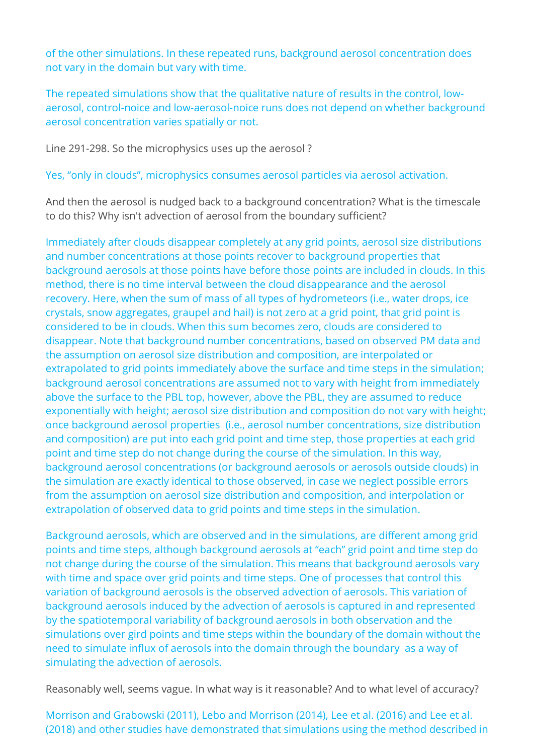of the other simulations. In these repeated runs, background aerosol concentration does not vary in the domain but vary with time.

The repeated simulations show that the qualitative nature of results in the control, low-aerosol, control-noice and low-aerosol-noice runs does not depend on whether background aerosol concentration varies spatially or not.

Line 291-298. So the microphysics uses up the aerosol ?

Yes, “only in clouds”, microphysics consumes aerosol particles via aerosol activation.

And then the aerosol is nudged back to a background concentration? What is the timescale to do this? Why isn't advection of aerosol from the boundary sufficient?

Immediately after clouds disappear completely at any grid points, aerosol size distributions and number concentrations at those points recover to background properties that background aerosols at those points have before those points are included in clouds. In this method, there is no time interval between the cloud disappearance and the aerosol recovery. Here, when the sum of mass of all types of hydrometeors (i.e., water drops, ice crystals, snow aggregates, graupel and hail) is not zero at a grid point, that grid point is considered to be in clouds. When this sum becomes zero, clouds are considered to disappear. Note that background number concentrations, based on observed PM data and the assumption on aerosol size distribution and composition, are interpolated or extrapolated to grid points immediately above the surface and time steps in the simulation; background aerosol concentrations are assumed not to vary with height from immediately above the surface to the PBL top, however, above the PBL, they are assumed to reduce exponentially with height; aerosol size distribution and composition do not vary with height; once background aerosol properties (i.e., aerosol number concentrations, size distribution and composition) are put into each grid point and time step, those properties at each grid point and time step do not change during the course of the simulation. In this way, background aerosol concentrations (or background aerosols or aerosols outside clouds) in the simulation are exactly identical to those observed, in case we neglect possible errors from the assumption on aerosol size distribution and composition, and interpolation or extrapolation of observed data to grid points and time steps in the simulation.

Background aerosols, which are observed and in the simulations, are different among grid points and time steps, although background aerosols at “each” grid point and time step do not change during the course of the simulation. This means that background aerosols vary with time and space over grid points and time steps. One of processes that control this variation of background aerosols is the observed advection of aerosols. This variation of background aerosols induced by the advection of aerosols is captured in and represented by the spatiotemporal variability of background aerosols in both observation and the simulations over gird points and time steps within the boundary of the domain without the need to simulate influx of aerosols into the domain through the boundary as a way of simulating the advection of aerosols.

Reasonably well, seems vague. In what way is it reasonable? And to what level of accuracy?

Morrison and Grabowski (2011), Lebo and Morrison (2014), Lee et al. (2016) and Lee et al. (2018) and other studies have demonstrated that simulations using the method described in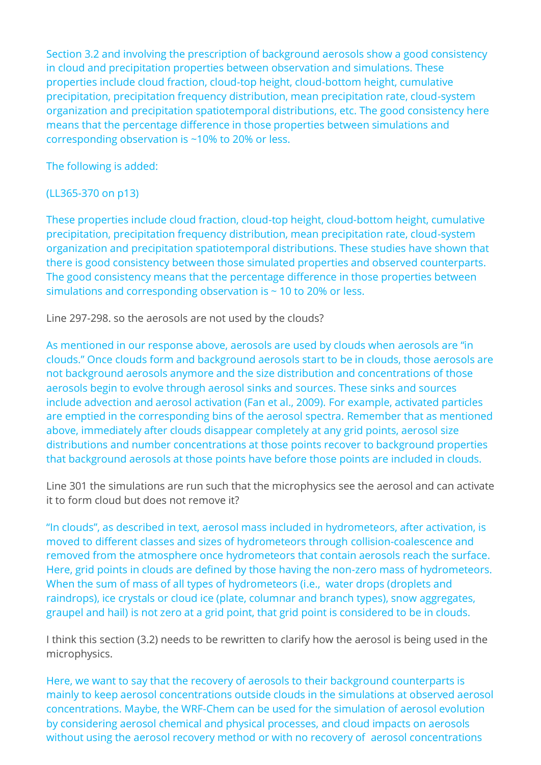Section 3.2 and involving the prescription of background aerosols show a good consistency in cloud and precipitation properties between observation and simulations. These properties include cloud fraction, cloud-top height, cloud-bottom height, cumulative precipitation, precipitation frequency distribution, mean precipitation rate, cloud-system organization and precipitation spatiotemporal distributions, etc. The good consistency here means that the percentage difference in those properties between simulations and corresponding observation is ~10% to 20% or less.

The following is added:

(LL365-370 on p13)

These properties include cloud fraction, cloud-top height, cloud-bottom height, cumulative precipitation, precipitation frequency distribution, mean precipitation rate, cloud-system organization and precipitation spatiotemporal distributions. These studies have shown that there is good consistency between those simulated properties and observed counterparts. The good consistency means that the percentage difference in those properties between simulations and corresponding observation is ~ 10 to 20% or less.

Line 297-298. so the aerosols are not used by the clouds?

As mentioned in our response above, aerosols are used by clouds when aerosols are "in clouds." Once clouds form and background aerosols start to be in clouds, those aerosols are not background aerosols anymore and the size distribution and concentrations of those aerosols begin to evolve through aerosol sinks and sources. These sinks and sources include advection and aerosol activation (Fan et al., 2009). For example, activated particles are emptied in the corresponding bins of the aerosol spectra. Remember that as mentioned above, immediately after clouds disappear completely at any grid points, aerosol size distributions and number concentrations at those points recover to background properties that background aerosols at those points have before those points are included in clouds.

Line 301 the simulations are run such that the microphysics see the aerosol and can activate it to form cloud but does not remove it?

"In clouds", as described in text, aerosol mass included in hydrometeors, after activation, is moved to different classes and sizes of hydrometeors through collision-coalescence and removed from the atmosphere once hydrometeors that contain aerosols reach the surface. Here, grid points in clouds are defined by those having the non-zero mass of hydrometeors. When the sum of mass of all types of hydrometeors (i.e., water drops (droplets and raindrops), ice crystals or cloud ice (plate, columnar and branch types), snow aggregates, graupel and hail) is not zero at a grid point, that grid point is considered to be in clouds.

I think this section (3.2) needs to be rewritten to clarify how the aerosol is being used in the microphysics.

Here, we want to say that the recovery of aerosols to their background counterparts is mainly to keep aerosol concentrations outside clouds in the simulations at observed aerosol concentrations. Maybe, the WRF-Chem can be used for the simulation of aerosol evolution by considering aerosol chemical and physical processes, and cloud impacts on aerosols without using the aerosol recovery method or with no recovery of aerosol concentrations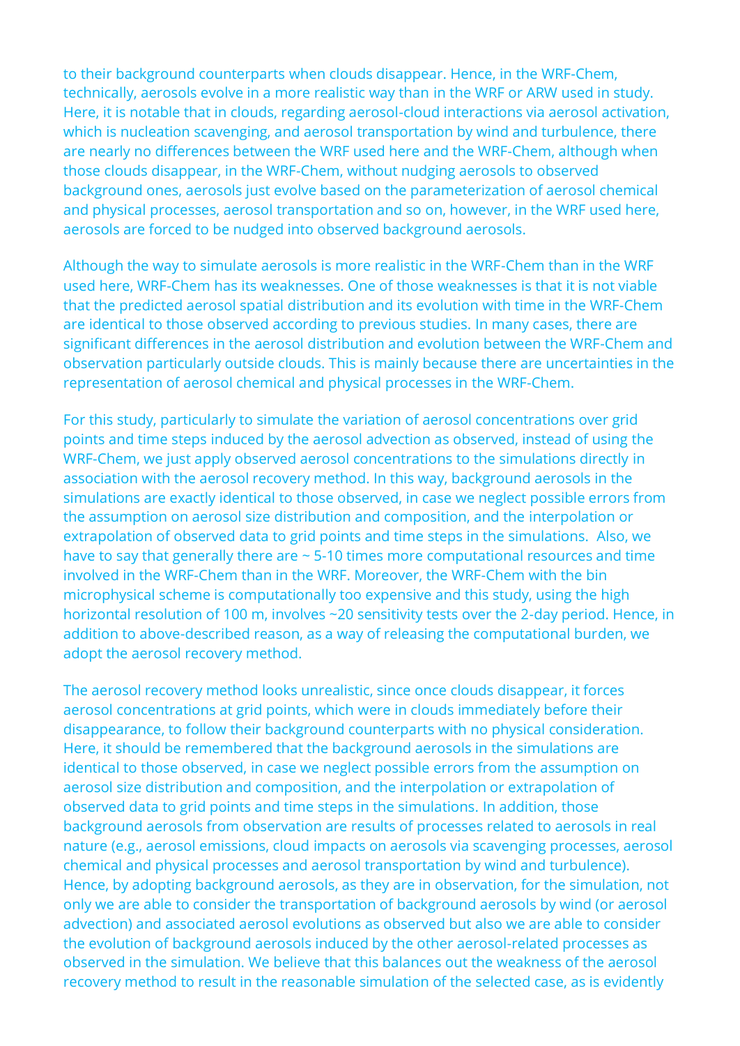to their background counterparts when clouds disappear. Hence, in the WRF-Chem, technically, aerosols evolve in a more realistic way than in the WRF or ARW used in study. Here, it is notable that in clouds, regarding aerosol-cloud interactions via aerosol activation, which is nucleation scavenging, and aerosol transportation by wind and turbulence, there are nearly no differences between the WRF used here and the WRF-Chem, although when those clouds disappear, in the WRF-Chem, without nudging aerosols to observed background ones, aerosols just evolve based on the parameterization of aerosol chemical and physical processes, aerosol transportation and so on, however, in the WRF used here, aerosols are forced to be nudged into observed background aerosols.

Although the way to simulate aerosols is more realistic in the WRF-Chem than in the WRF used here, WRF-Chem has its weaknesses. One of those weaknesses is that it is not viable that the predicted aerosol spatial distribution and its evolution with time in the WRF-Chem are identical to those observed according to previous studies. In many cases, there are significant differences in the aerosol distribution and evolution between the WRF-Chem and observation particularly outside clouds. This is mainly because there are uncertainties in the representation of aerosol chemical and physical processes in the WRF-Chem.

For this study, particularly to simulate the variation of aerosol concentrations over grid points and time steps induced by the aerosol advection as observed, instead of using the WRF-Chem, we just apply observed aerosol concentrations to the simulations directly in association with the aerosol recovery method. In this way, background aerosols in the simulations are exactly identical to those observed, in case we neglect possible errors from the assumption on aerosol size distribution and composition, and the interpolation or extrapolation of observed data to grid points and time steps in the simulations. Also, we have to say that generally there are ~ 5-10 times more computational resources and time involved in the WRF-Chem than in the WRF. Moreover, the WRF-Chem with the bin microphysical scheme is computationally too expensive and this study, using the high horizontal resolution of 100 m, involves ~20 sensitivity tests over the 2-day period. Hence, in addition to above-described reason, as a way of releasing the computational burden, we adopt the aerosol recovery method.

The aerosol recovery method looks unrealistic, since once clouds disappear, it forces aerosol concentrations at grid points, which were in clouds immediately before their disappearance, to follow their background counterparts with no physical consideration. Here, it should be remembered that the background aerosols in the simulations are identical to those observed, in case we neglect possible errors from the assumption on aerosol size distribution and composition, and the interpolation or extrapolation of observed data to grid points and time steps in the simulations. In addition, those background aerosols from observation are results of processes related to aerosols in real nature (e.g., aerosol emissions, cloud impacts on aerosols via scavenging processes, aerosol chemical and physical processes and aerosol transportation by wind and turbulence). Hence, by adopting background aerosols, as they are in observation, for the simulation, not only we are able to consider the transportation of background aerosols by wind (or aerosol advection) and associated aerosol evolutions as observed but also we are able to consider the evolution of background aerosols induced by the other aerosol-related processes as observed in the simulation. We believe that this balances out the weakness of the aerosol recovery method to result in the reasonable simulation of the selected case, as is evidently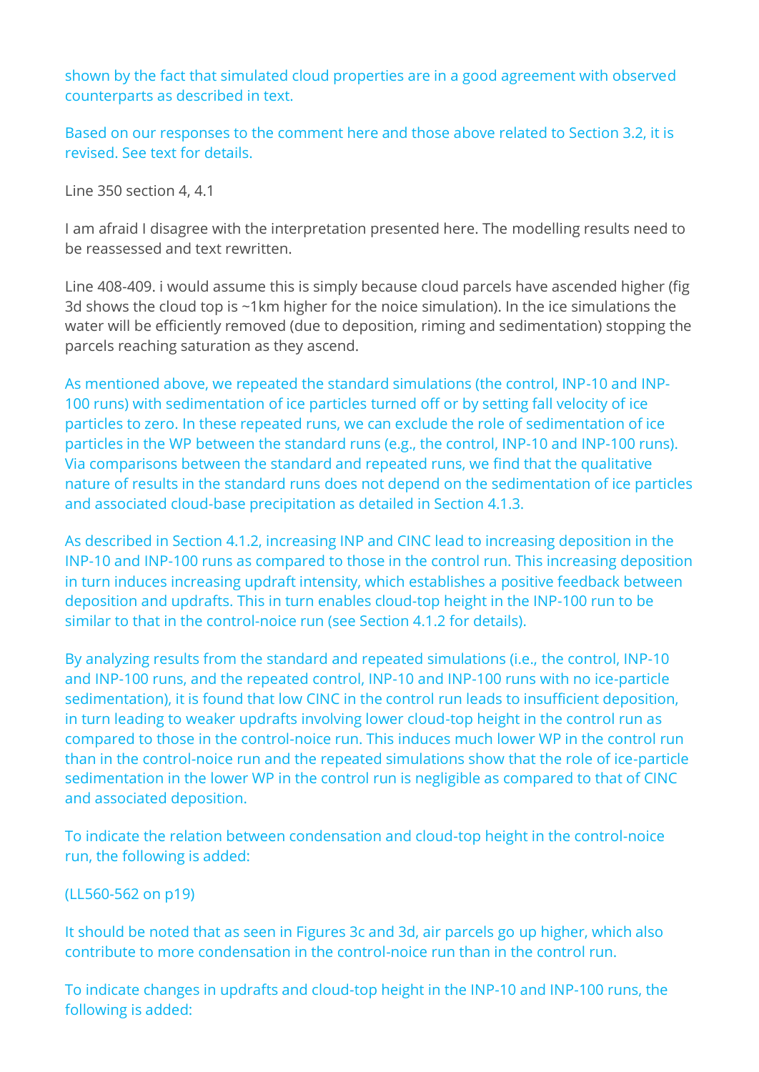shown by the fact that simulated cloud properties are in a good agreement with observed counterparts as described in text.

Based on our responses to the comment here and those above related to Section 3.2, it is revised. See text for details.

Line 350 section 4, 4.1

I am afraid I disagree with the interpretation presented here. The modelling results need to be reassessed and text rewritten.

Line 408-409. i would assume this is simply because cloud parcels have ascended higher (fig 3d shows the cloud top is ~1km higher for the noice simulation). In the ice simulations the water will be efficiently removed (due to deposition, riming and sedimentation) stopping the parcels reaching saturation as they ascend.

As mentioned above, we repeated the standard simulations (the control, INP-10 and INP-100 runs) with sedimentation of ice particles turned off or by setting fall velocity of ice particles to zero. In these repeated runs, we can exclude the role of sedimentation of ice particles in the WP between the standard runs (e.g., the control, INP-10 and INP-100 runs). Via comparisons between the standard and repeated runs, we find that the qualitative nature of results in the standard runs does not depend on the sedimentation of ice particles and associated cloud-base precipitation as detailed in Section 4.1.3.

As described in Section 4.1.2, increasing INP and CINC lead to increasing deposition in the INP-10 and INP-100 runs as compared to those in the control run. This increasing deposition in turn induces increasing updraft intensity, which establishes a positive feedback between deposition and updrafts. This in turn enables cloud-top height in the INP-100 run to be similar to that in the control-noice run (see Section 4.1.2 for details).

By analyzing results from the standard and repeated simulations (i.e., the control, INP-10 and INP-100 runs, and the repeated control, INP-10 and INP-100 runs with no ice-particle sedimentation), it is found that low CINC in the control run leads to insufficient deposition, in turn leading to weaker updrafts involving lower cloud-top height in the control run as compared to those in the control-noice run. This induces much lower WP in the control run than in the control-noice run and the repeated simulations show that the role of ice-particle sedimentation in the lower WP in the control run is negligible as compared to that of CINC and associated deposition.

To indicate the relation between condensation and cloud-top height in the control-noice run, the following is added:

(LL560-562 on p19)

It should be noted that as seen in Figures 3c and 3d, air parcels go up higher, which also contribute to more condensation in the control-noice run than in the control run.

To indicate changes in updrafts and cloud-top height in the INP-10 and INP-100 runs, the following is added: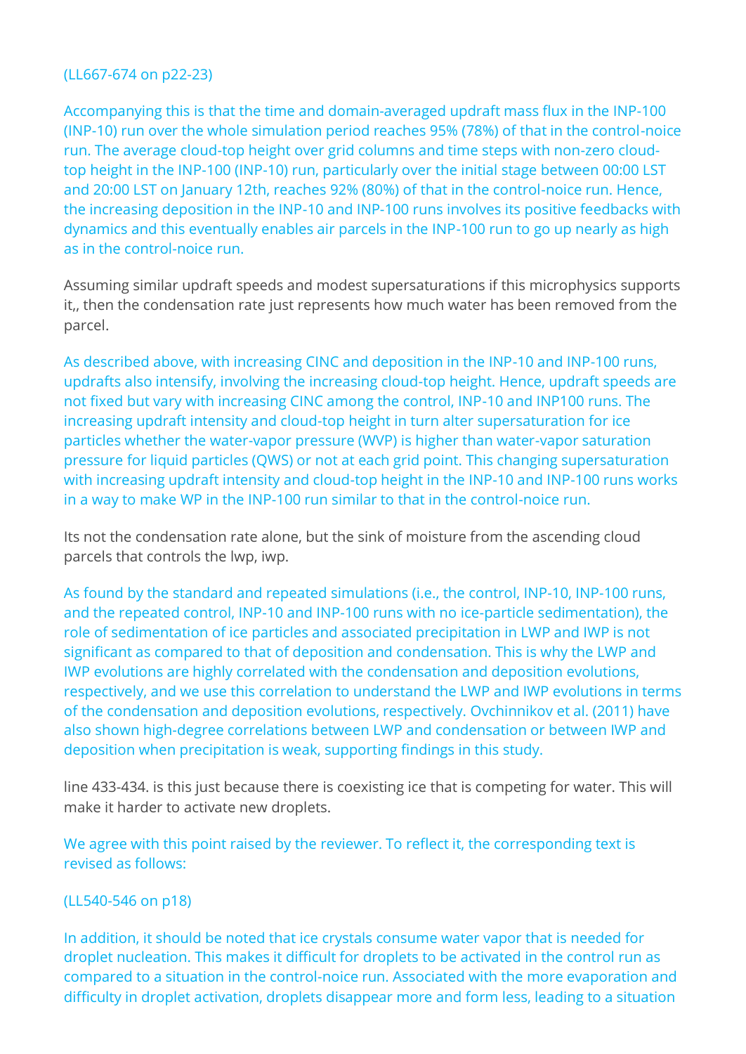(LL667-674 on p22-23)

Accompanying this is that the time and domain-averaged updraft mass flux in the INP-100 (INP-10) run over the whole simulation period reaches 95% (78%) of that in the control-noice run. The average cloud-top height over grid columns and time steps with non-zero cloud-top height in the INP-100 (INP-10) run, particularly over the initial stage between 00:00 LST and 20:00 LST on January 12th, reaches 92% (80%) of that in the control-noice run. Hence, the increasing deposition in the INP-10 and INP-100 runs involves its positive feedbacks with dynamics and this eventually enables air parcels in the INP-100 run to go up nearly as high as in the control-noice run.

Assuming similar updraft speeds and modest supersaturations if this microphysics supports it,, then the condensation rate just represents how much water has been removed from the parcel.

As described above, with increasing CINC and deposition in the INP-10 and INP-100 runs, updrafts also intensify, involving the increasing cloud-top height. Hence, updraft speeds are not fixed but vary with increasing CINC among the control, INP-10 and INP100 runs. The increasing updraft intensity and cloud-top height in turn alter supersaturation for ice particles whether the water-vapor pressure (WVP) is higher than water-vapor saturation pressure for liquid particles (QWS) or not at each grid point. This changing supersaturation with increasing updraft intensity and cloud-top height in the INP-10 and INP-100 runs works in a way to make WP in the INP-100 run similar to that in the control-noice run.

Its not the condensation rate alone, but the sink of moisture from the ascending cloud parcels that controls the lwp, iwp.

As found by the standard and repeated simulations (i.e., the control, INP-10, INP-100 runs, and the repeated control, INP-10 and INP-100 runs with no ice-particle sedimentation), the role of sedimentation of ice particles and associated precipitation in LWP and IWP is not significant as compared to that of deposition and condensation. This is why the LWP and IWP evolutions are highly correlated with the condensation and deposition evolutions, respectively, and we use this correlation to understand the LWP and IWP evolutions in terms of the condensation and deposition evolutions, respectively. Ovchinnikov et al. (2011) have also shown high-degree correlations between LWP and condensation or between IWP and deposition when precipitation is weak, supporting findings in this study.

line 433-434. is this just because there is coexisting ice that is competing for water. This will make it harder to activate new droplets.

We agree with this point raised by the reviewer. To reflect it, the corresponding text is revised as follows:

(LL540-546 on p18)

In addition, it should be noted that ice crystals consume water vapor that is needed for droplet nucleation. This makes it difficult for droplets to be activated in the control run as compared to a situation in the control-noice run. Associated with the more evaporation and difficulty in droplet activation, droplets disappear more and form less, leading to a situation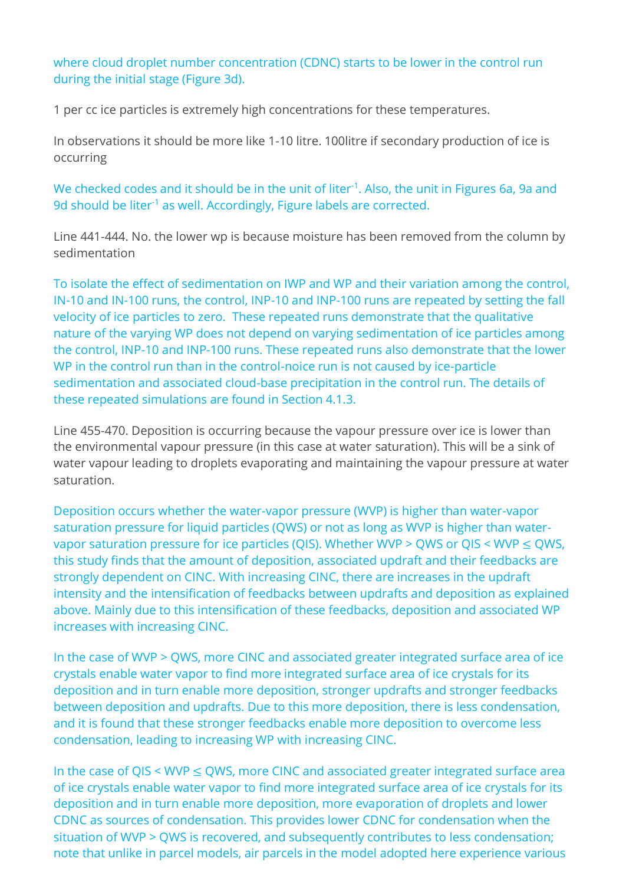where cloud droplet number concentration (CDNC) starts to be lower in the control run during the initial stage (Figure 3d).

1 per cc ice particles is extremely high concentrations for these temperatures.

In observations it should be more like 1-10 litre. 100litre if secondary production of ice is occurring

We checked codes and it should be in the unit of liter$^{-1}$. Also, the unit in Figures 6a, 9a and 9d should be liter$^{-1}$ as well. Accordingly, Figure labels are corrected.

Line 441-444. No. the lower wp is because moisture has been removed from the column by sedimentation

To isolate the effect of sedimentation on IWP and WP and their variation among the control, IN-10 and IN-100 runs, the control, INP-10 and INP-100 runs are repeated by setting the fall velocity of ice particles to zero. These repeated runs demonstrate that the qualitative nature of the varying WP does not depend on varying sedimentation of ice particles among the control, INP-10 and INP-100 runs. These repeated runs also demonstrate that the lower WP in the control run than in the control-noice run is not caused by ice-particle sedimentation and associated cloud-base precipitation in the control run. The details of these repeated simulations are found in Section 4.1.3.

Line 455-470. Deposition is occurring because the vapour pressure over ice is lower than the environmental vapour pressure (in this case at water saturation). This will be a sink of water vapour leading to droplets evaporating and maintaining the vapour pressure at water saturation.

Deposition occurs whether the water-vapor pressure (WVP) is higher than water-vapor saturation pressure for liquid particles (QWS) or not as long as WVP is higher than water-vapor saturation pressure for ice particles (QIS). Whether WVP > QWS or QIS < WVP ≤ QWS, this study finds that the amount of deposition, associated updraft and their feedbacks are strongly dependent on CINC. With increasing CINC, there are increases in the updraft intensity and the intensification of feedbacks between updrafts and deposition as explained above. Mainly due to this intensification of these feedbacks, deposition and associated WP increases with increasing CINC.

In the case of WVP > QWS, more CINC and associated greater integrated surface area of ice crystals enable water vapor to find more integrated surface area of ice crystals for its deposition and in turn enable more deposition, stronger updrafts and stronger feedbacks between deposition and updrafts. Due to this more deposition, there is less condensation, and it is found that these stronger feedbacks enable more deposition to overcome less condensation, leading to increasing WP with increasing CINC.

In the case of QIS < WVP ≤ QWS, more CINC and associated greater integrated surface area of ice crystals enable water vapor to find more integrated surface area of ice crystals for its deposition and in turn enable more deposition, more evaporation of droplets and lower CDNC as sources of condensation. This provides lower CDNC for condensation when the situation of WVP > QWS is recovered, and subsequently contributes to less condensation; note that unlike in parcel models, air parcels in the model adopted here experience various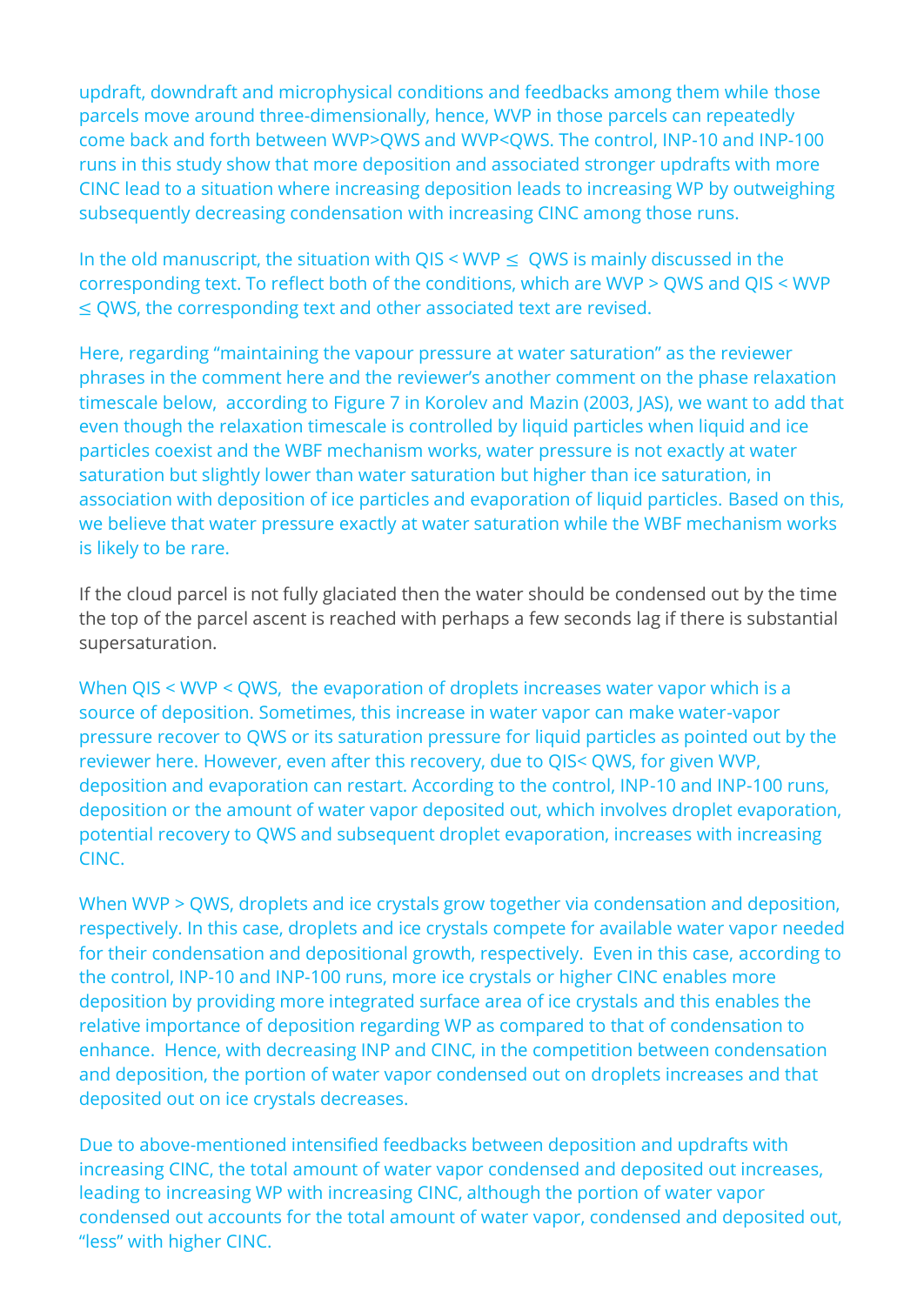updraft, downdraft and microphysical conditions and feedbacks among them while those parcels move around three-dimensionally, hence, WVP in those parcels can repeatedly come back and forth between WVP>QWS and WVP<QWS. The control, INP-10 and INP-100 runs in this study show that more deposition and associated stronger updrafts with more CINC lead to a situation where increasing deposition leads to increasing WP by outweighing subsequently decreasing condensation with increasing CINC among those runs.

In the old manuscript, the situation with QIS < WVP ≤ QWS is mainly discussed in the corresponding text. To reflect both of the conditions, which are WVP > QWS and QIS < WVP ≤ QWS, the corresponding text and other associated text are revised.

Here, regarding "maintaining the vapour pressure at water saturation" as the reviewer phrases in the comment here and the reviewer's another comment on the phase relaxation timescale below, according to Figure 7 in Korolev and Mazin (2003, JAS), we want to add that even though the relaxation timescale is controlled by liquid particles when liquid and ice particles coexist and the WBF mechanism works, water pressure is not exactly at water saturation but slightly lower than water saturation but higher than ice saturation, in association with deposition of ice particles and evaporation of liquid particles. Based on this, we believe that water pressure exactly at water saturation while the WBF mechanism works is likely to be rare.

If the cloud parcel is not fully glaciated then the water should be condensed out by the time the top of the parcel ascent is reached with perhaps a few seconds lag if there is substantial supersaturation.

When QIS < WVP < QWS, the evaporation of droplets increases water vapor which is a source of deposition. Sometimes, this increase in water vapor can make water-vapor pressure recover to QWS or its saturation pressure for liquid particles as pointed out by the reviewer here. However, even after this recovery, due to QIS< QWS, for given WVP, deposition and evaporation can restart. According to the control, INP-10 and INP-100 runs, deposition or the amount of water vapor deposited out, which involves droplet evaporation, potential recovery to QWS and subsequent droplet evaporation, increases with increasing CINC.

When WVP > QWS, droplets and ice crystals grow together via condensation and deposition, respectively. In this case, droplets and ice crystals compete for available water vapor needed for their condensation and depositional growth, respectively. Even in this case, according to the control, INP-10 and INP-100 runs, more ice crystals or higher CINC enables more deposition by providing more integrated surface area of ice crystals and this enables the relative importance of deposition regarding WP as compared to that of condensation to enhance. Hence, with decreasing INP and CINC, in the competition between condensation and deposition, the portion of water vapor condensed out on droplets increases and that deposited out on ice crystals decreases.

Due to above-mentioned intensified feedbacks between deposition and updrafts with increasing CINC, the total amount of water vapor condensed and deposited out increases, leading to increasing WP with increasing CINC, although the portion of water vapor condensed out accounts for the total amount of water vapor, condensed and deposited out, "less" with higher CINC.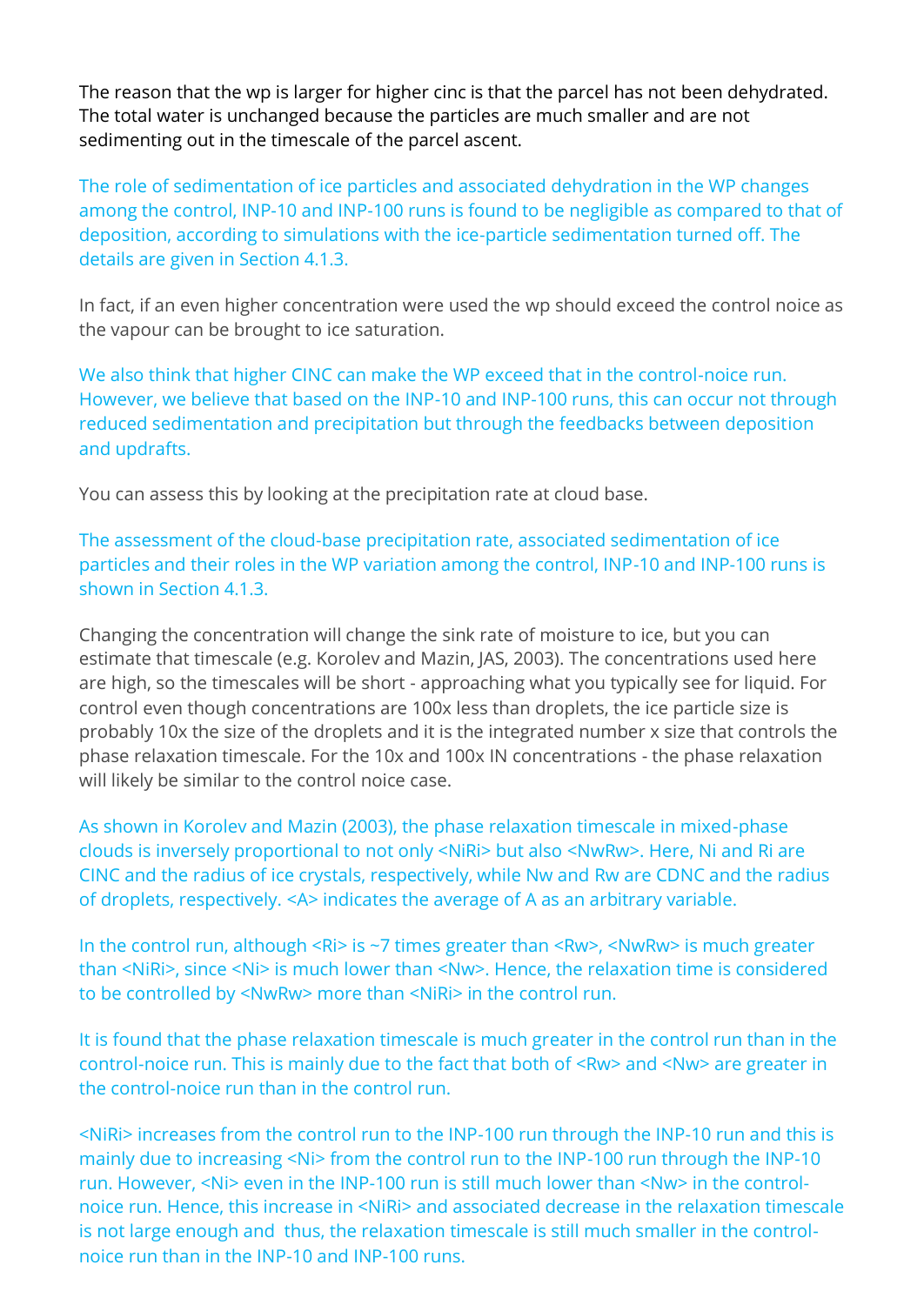The reason that the wp is larger for higher cinc is that the parcel has not been dehydrated. The total water is unchanged because the particles are much smaller and are not sedimenting out in the timescale of the parcel ascent.

The role of sedimentation of ice particles and associated dehydration in the WP changes among the control, INP-10 and INP-100 runs is found to be negligible as compared to that of deposition, according to simulations with the ice-particle sedimentation turned off. The details are given in Section 4.1.3.

In fact, if an even higher concentration were used the wp should exceed the control noice as the vapour can be brought to ice saturation.

We also think that higher CINC can make the WP exceed that in the control-noice run. However, we believe that based on the INP-10 and INP-100 runs, this can occur not through reduced sedimentation and precipitation but through the feedbacks between deposition and updrafts.

You can assess this by looking at the precipitation rate at cloud base.

The assessment of the cloud-base precipitation rate, associated sedimentation of ice particles and their roles in the WP variation among the control, INP-10 and INP-100 runs is shown in Section 4.1.3.

Changing the concentration will change the sink rate of moisture to ice, but you can estimate that timescale (e.g. Korolev and Mazin, JAS, 2003). The concentrations used here are high, so the timescales will be short - approaching what you typically see for liquid. For control even though concentrations are 100x less than droplets, the ice particle size is probably 10x the size of the droplets and it is the integrated number x size that controls the phase relaxation timescale. For the 10x and 100x IN concentrations - the phase relaxation will likely be similar to the control noice case.

As shown in Korolev and Mazin (2003), the phase relaxation timescale in mixed-phase clouds is inversely proportional to not only $\langle N_i R_i \rangle$ but also $\langle N_w R_w \rangle$. Here, $N_i$ and $R_i$ are CINC and the radius of ice crystals, respectively, while $N_w$ and $R_w$ are CDNC and the radius of droplets, respectively. $\langle A \rangle$ indicates the average of A as an arbitrary variable.

In the control run, although $\langle R_i \rangle$ is ~7 times greater than $\langle R_w \rangle$, $\langle N_w R_w \rangle$ is much greater than $\langle N_i R_i \rangle$, since $\langle N_i \rangle$ is much lower than $\langle N_w \rangle$. Hence, the relaxation time is considered to be controlled by $\langle N_w R_w \rangle$ more than $\langle N_i R_i \rangle$ in the control run.

It is found that the phase relaxation timescale is much greater in the control run than in the control-noice run. This is mainly due to the fact that both of $\langle R_w \rangle$ and $\langle N_w \rangle$ are greater in the control-noice run than in the control run.

$\langle N_i R_i \rangle$ increases from the control run to the INP-100 run through the INP-10 run and this is mainly due to increasing $\langle N_i \rangle$ from the control run to the INP-100 run through the INP-10 run. However, $\langle N_i \rangle$ even in the INP-100 run is still much lower than $\langle N_w \rangle$ in the control-noice run. Hence, this increase in $\langle N_i R_i \rangle$ and associated decrease in the relaxation timescale is not large enough and thus, the relaxation timescale is still much smaller in the control-noice run than in the INP-10 and INP-100 runs.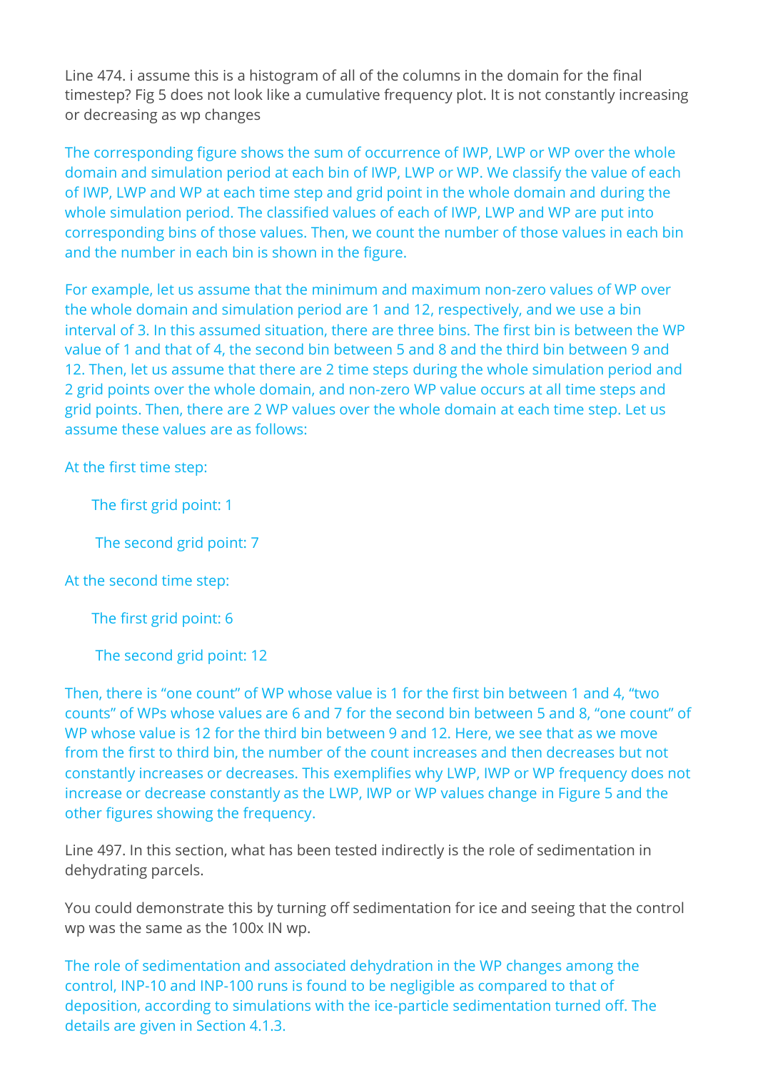Line 474. i assume this is a histogram of all of the columns in the domain for the final timestep? Fig 5 does not look like a cumulative frequency plot. It is not constantly increasing or decreasing as wp changes

The corresponding figure shows the sum of occurrence of IWP, LWP or WP over the whole domain and simulation period at each bin of IWP, LWP or WP. We classify the value of each of IWP, LWP and WP at each time step and grid point in the whole domain and during the whole simulation period. The classified values of each of IWP, LWP and WP are put into corresponding bins of those values. Then, we count the number of those values in each bin and the number in each bin is shown in the figure.

For example, let us assume that the minimum and maximum non-zero values of WP over the whole domain and simulation period are 1 and 12, respectively, and we use a bin interval of 3. In this assumed situation, there are three bins. The first bin is between the WP value of 1 and that of 4, the second bin between 5 and 8 and the third bin between 9 and 12. Then, let us assume that there are 2 time steps during the whole simulation period and 2 grid points over the whole domain, and non-zero WP value occurs at all time steps and grid points. Then, there are 2 WP values over the whole domain at each time step. Let us assume these values are as follows:

At the first time step:

The first grid point: 1

The second grid point: 7

At the second time step:

The first grid point: 6

The second grid point: 12

Then, there is "one count" of WP whose value is 1 for the first bin between 1 and 4, "two counts" of WPs whose values are 6 and 7 for the second bin between 5 and 8, "one count" of WP whose value is 12 for the third bin between 9 and 12. Here, we see that as we move from the first to third bin, the number of the count increases and then decreases but not constantly increases or decreases. This exemplifies why LWP, IWP or WP frequency does not increase or decrease constantly as the LWP, IWP or WP values change in Figure 5 and the other figures showing the frequency.

Line 497. In this section, what has been tested indirectly is the role of sedimentation in dehydrating parcels.

You could demonstrate this by turning off sedimentation for ice and seeing that the control wp was the same as the 100x IN wp.

The role of sedimentation and associated dehydration in the WP changes among the control, INP-10 and INP-100 runs is found to be negligible as compared to that of deposition, according to simulations with the ice-particle sedimentation turned off. The details are given in Section 4.1.3.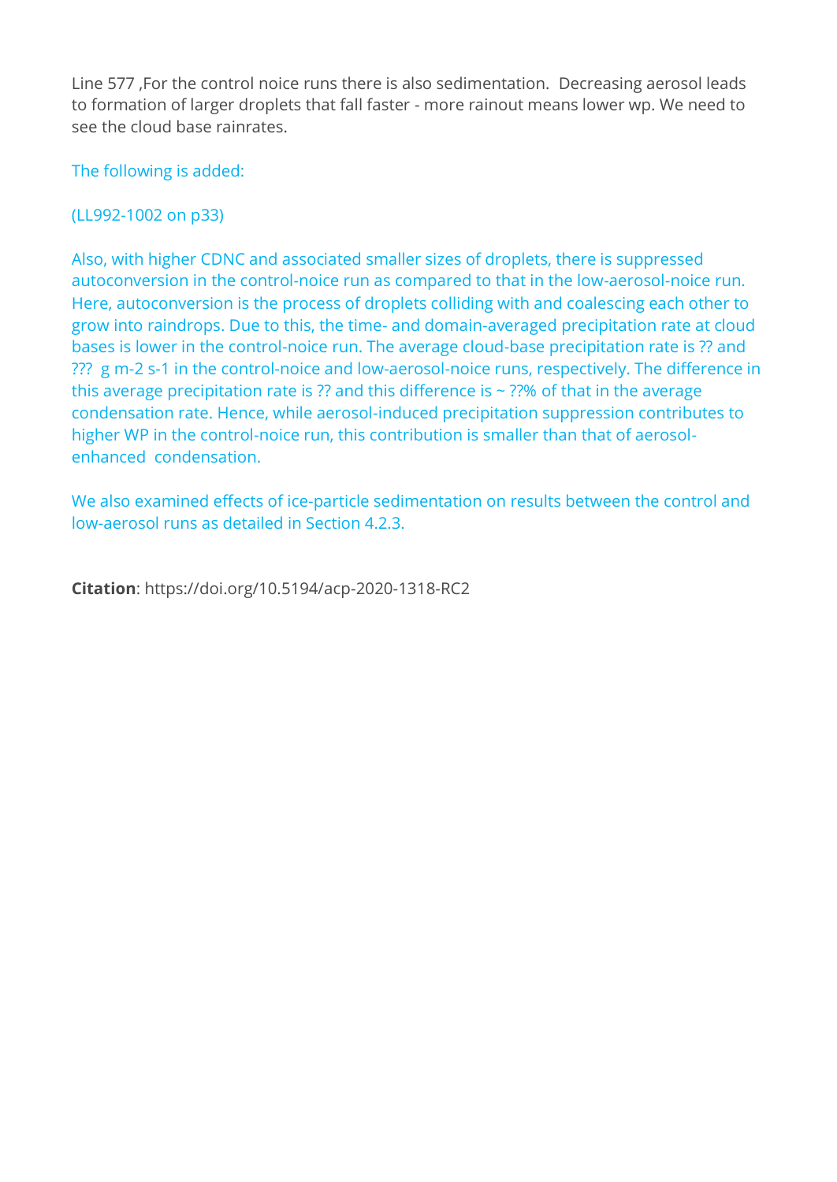Line 577 ,For the control noice runs there is also sedimentation.  Decreasing aerosol leads to formation of larger droplets that fall faster - more rainout means lower wp. We need to see the cloud base rainrates.

The following is added:

(LL992-1002 on p33)

Also, with higher CDNC and associated smaller sizes of droplets, there is suppressed autoconversion in the control-noice run as compared to that in the low-aerosol-noice run. Here, autoconversion is the process of droplets colliding with and coalescing each other to grow into raindrops. Due to this, the time- and domain-averaged precipitation rate at cloud bases is lower in the control-noice run. The average cloud-base precipitation rate is ?? and ???  g m-2 s-1 in the control-noice and low-aerosol-noice runs, respectively. The difference in this average precipitation rate is ?? and this difference is ~ ??% of that in the average condensation rate. Hence, while aerosol-induced precipitation suppression contributes to higher WP in the control-noice run, this contribution is smaller than that of aerosol-enhanced  condensation.

We also examined effects of ice-particle sedimentation on results between the control and low-aerosol runs as detailed in Section 4.2.3.

**Citation**: https://doi.org/10.5194/acp-2020-1318-RC2